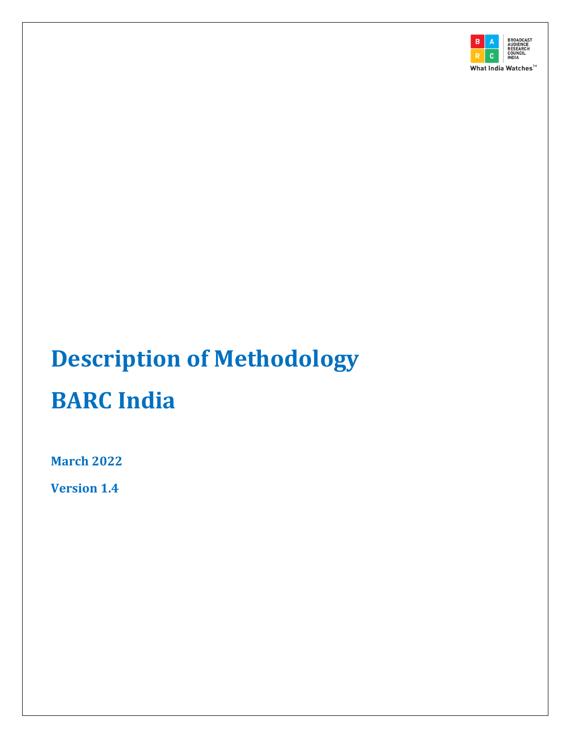BROADCAST AUDIENCE RESEARCH COUNCIL INDIA

What India Watches™

# Description of Methodology

# BARC India

**March 2022**

**Version 1.4**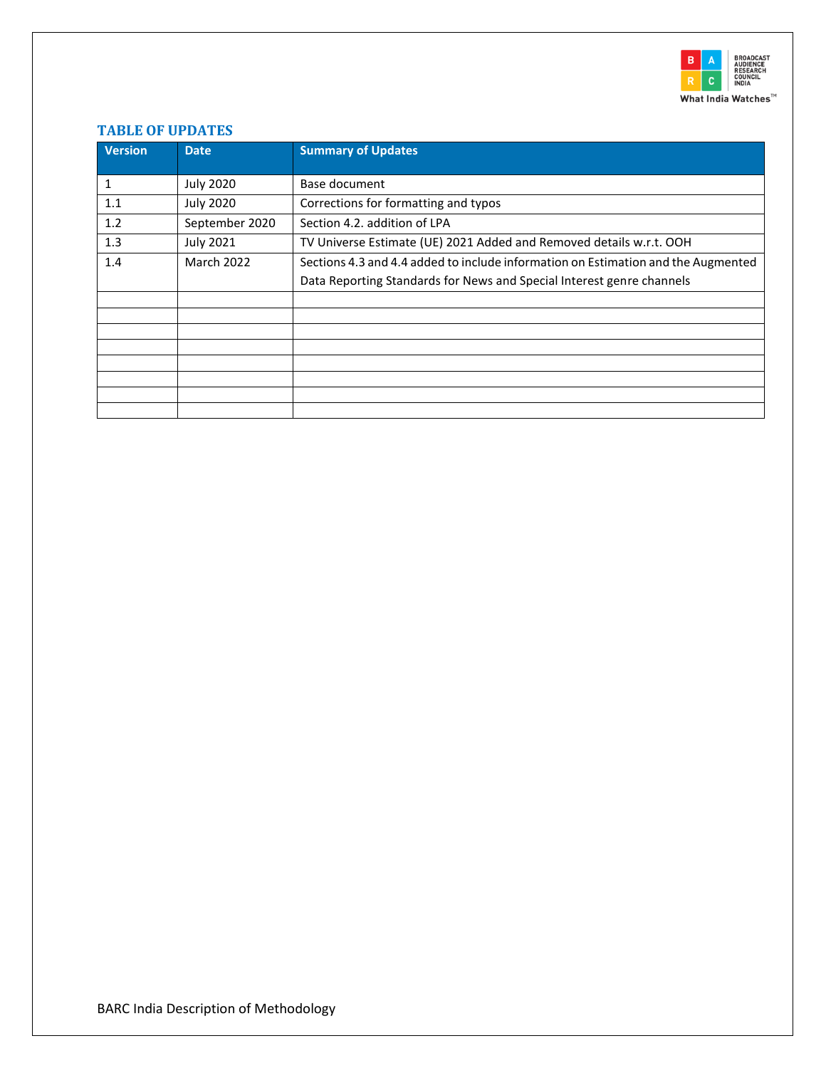## TABLE OF UPDATES

| Version | Date | Summary of Updates |
|---|---|---|
| 1 | July 2020 | Base document |
| 1.1 | July 2020 | Corrections for formatting and typos |
| 1.2 | September 2020 | Section 4.2. addition of LPA |
| 1.3 | July 2021 | TV Universe Estimate (UE) 2021 Added and Removed details w.r.t. OOH |
| 1.4 | March 2022 | Sections 4.3 and 4.4 added to include information on Estimation and the Augmented Data Reporting Standards for News and Special Interest genre channels |
| | | |
| | | |
| | | |
| | | |
| | | |
| | | |
| | | |
| | | |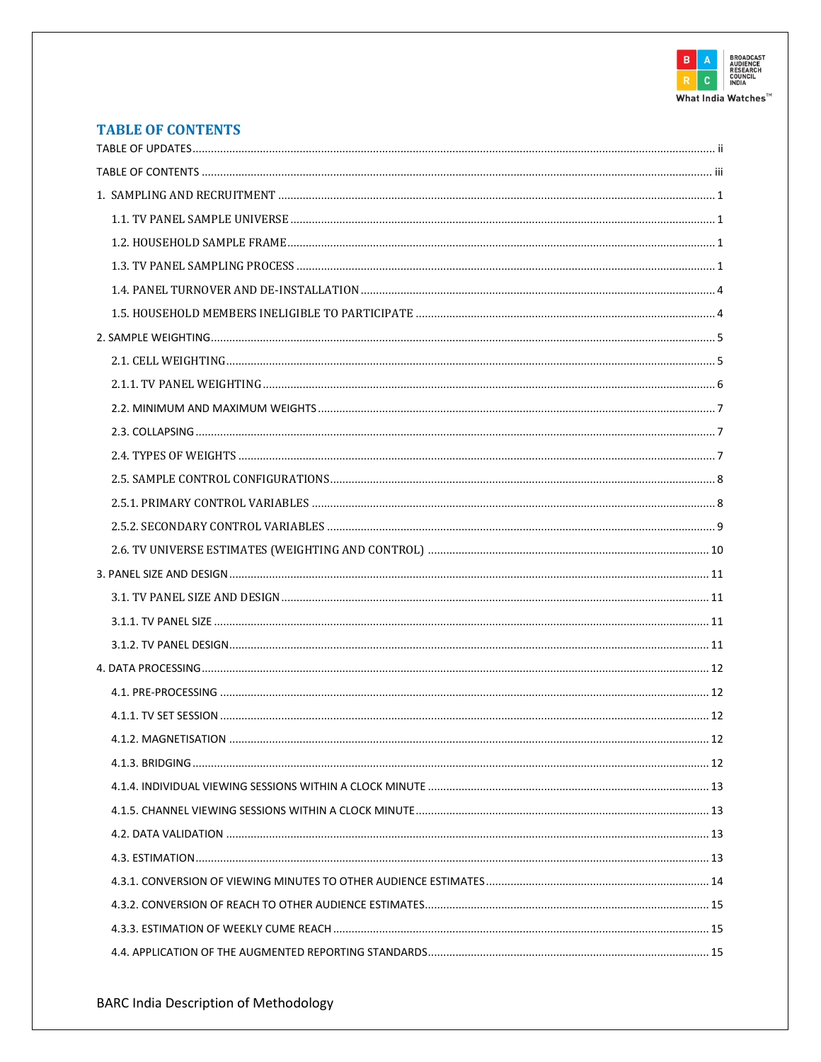## TABLE OF CONTENTS

TABLE OF UPDATES ............ ii

TABLE OF CONTENTS ............ iii

1. SAMPLING AND RECRUITMENT ............ 1
   - 1.1. TV PANEL SAMPLE UNIVERSE ............ 1
   - 1.2. HOUSEHOLD SAMPLE FRAME ............ 1
   - 1.3. TV PANEL SAMPLING PROCESS ............ 1
   - 1.4. PANEL TURNOVER AND DE-INSTALLATION ............ 4
   - 1.5. HOUSEHOLD MEMBERS INELIGIBLE TO PARTICIPATE ............ 4

2. SAMPLE WEIGHTING ............ 5
   - 2.1. CELL WEIGHTING ............ 5
   - 2.1.1. TV PANEL WEIGHTING ............ 6
   - 2.2. MINIMUM AND MAXIMUM WEIGHTS ............ 7
   - 2.3. COLLAPSING ............ 7
   - 2.4. TYPES OF WEIGHTS ............ 7
   - 2.5. SAMPLE CONTROL CONFIGURATIONS ............ 8
   - 2.5.1. PRIMARY CONTROL VARIABLES ............ 8
   - 2.5.2. SECONDARY CONTROL VARIABLES ............ 9
   - 2.6. TV UNIVERSE ESTIMATES (WEIGHTING AND CONTROL) ............ 10

3. PANEL SIZE AND DESIGN ............ 11
   - 3.1. TV PANEL SIZE AND DESIGN ............ 11
   - 3.1.1. TV PANEL SIZE ............ 11
   - 3.1.2. TV PANEL DESIGN ............ 11

4. DATA PROCESSING ............ 12
   - 4.1. PRE-PROCESSING ............ 12
   - 4.1.1. TV SET SESSION ............ 12
   - 4.1.2. MAGNETISATION ............ 12
   - 4.1.3. BRIDGING ............ 12
   - 4.1.4. INDIVIDUAL VIEWING SESSIONS WITHIN A CLOCK MINUTE ............ 13
   - 4.1.5. CHANNEL VIEWING SESSIONS WITHIN A CLOCK MINUTE ............ 13
   - 4.2. DATA VALIDATION ............ 13
   - 4.3. ESTIMATION ............ 13
   - 4.3.1. CONVERSION OF VIEWING MINUTES TO OTHER AUDIENCE ESTIMATES ............ 14
   - 4.3.2. CONVERSION OF REACH TO OTHER AUDIENCE ESTIMATES ............ 15
   - 4.3.3. ESTIMATION OF WEEKLY CUME REACH ............ 15
   - 4.4. APPLICATION OF THE AUGMENTED REPORTING STANDARDS ............ 15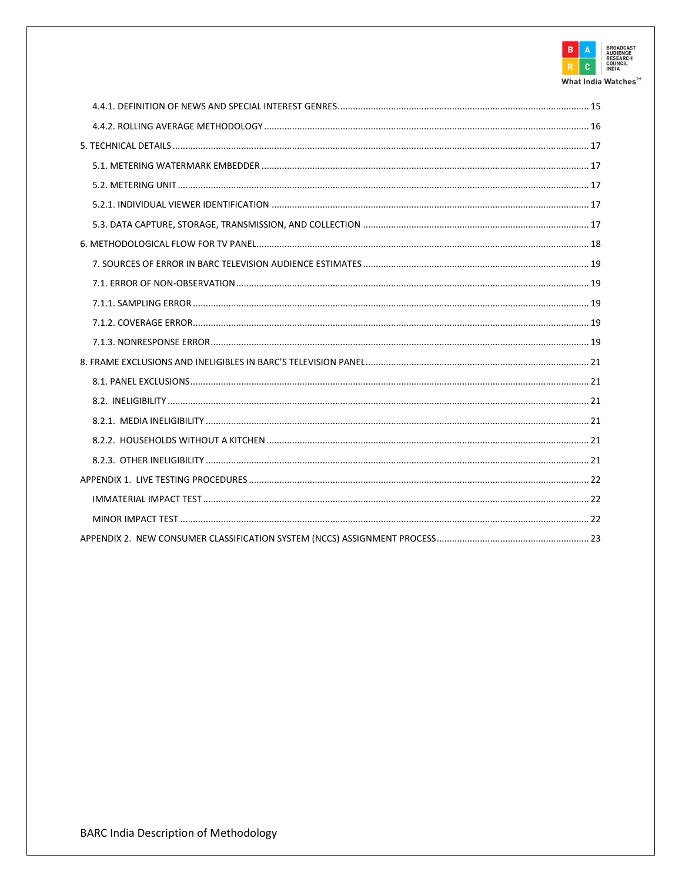4.4.1. DEFINITION OF NEWS AND SPECIAL INTEREST GENRES ..... 15

4.4.2. ROLLING AVERAGE METHODOLOGY ..... 16

5. TECHNICAL DETAILS ..... 17

5.1. METERING WATERMARK EMBEDDER ..... 17

5.2. METERING UNIT ..... 17

5.2.1. INDIVIDUAL VIEWER IDENTIFICATION ..... 17

5.3. DATA CAPTURE, STORAGE, TRANSMISSION, AND COLLECTION ..... 17

6. METHODOLOGICAL FLOW FOR TV PANEL ..... 18

7. SOURCES OF ERROR IN BARC TELEVISION AUDIENCE ESTIMATES ..... 19

7.1. ERROR OF NON-OBSERVATION ..... 19

7.1.1. SAMPLING ERROR ..... 19

7.1.2. COVERAGE ERROR ..... 19

7.1.3. NONRESPONSE ERROR ..... 19

8. FRAME EXCLUSIONS AND INELIGIBLES IN BARC'S TELEVISION PANEL ..... 21

8.1. PANEL EXCLUSIONS ..... 21

8.2. INELIGIBILITY ..... 21

8.2.1. MEDIA INELIGIBILITY ..... 21

8.2.2. HOUSEHOLDS WITHOUT A KITCHEN ..... 21

8.2.3. OTHER INELIGIBILITY ..... 21

APPENDIX 1. LIVE TESTING PROCEDURES ..... 22

IMMATERIAL IMPACT TEST ..... 22

MINOR IMPACT TEST ..... 22

APPENDIX 2. NEW CONSUMER CLASSIFICATION SYSTEM (NCCS) ASSIGNMENT PROCESS ..... 23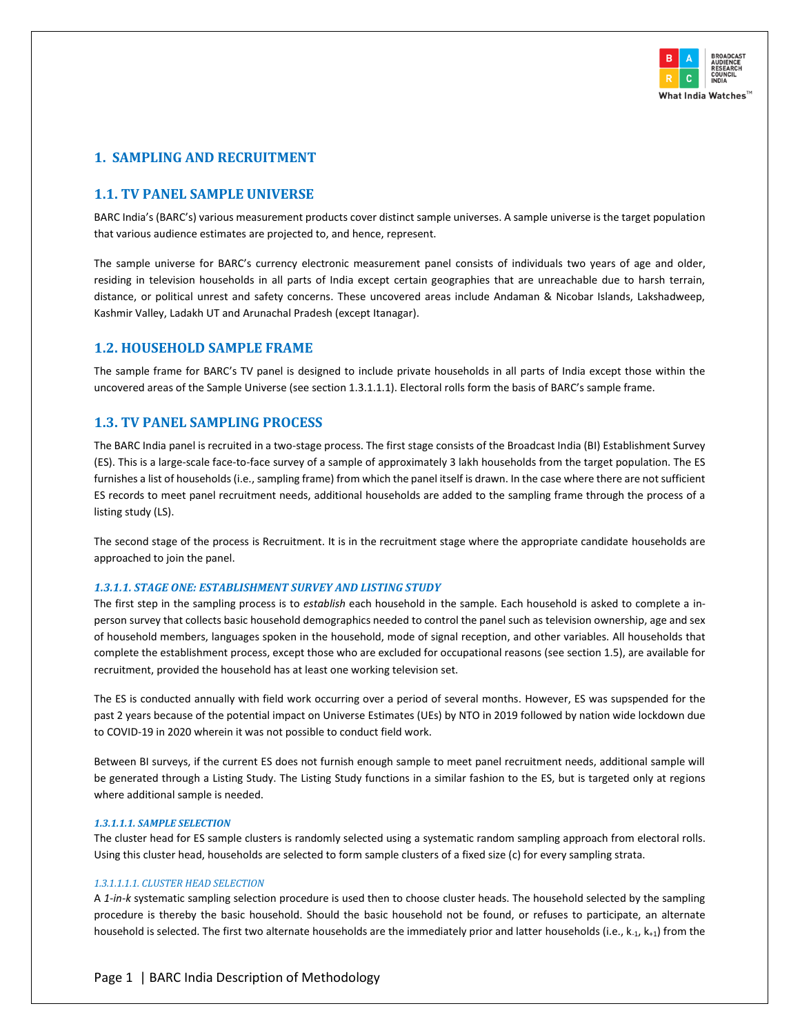## 1. SAMPLING AND RECRUITMENT

## 1.1. TV PANEL SAMPLE UNIVERSE

BARC India's (BARC's) various measurement products cover distinct sample universes. A sample universe is the target population that various audience estimates are projected to, and hence, represent.

The sample universe for BARC's currency electronic measurement panel consists of individuals two years of age and older, residing in television households in all parts of India except certain geographies that are unreachable due to harsh terrain, distance, or political unrest and safety concerns. These uncovered areas include Andaman & Nicobar Islands, Lakshadweep, Kashmir Valley, Ladakh UT and Arunachal Pradesh (except Itanagar).

## 1.2. HOUSEHOLD SAMPLE FRAME

The sample frame for BARC's TV panel is designed to include private households in all parts of India except those within the uncovered areas of the Sample Universe (see section 1.3.1.1.1). Electoral rolls form the basis of BARC's sample frame.

## 1.3. TV PANEL SAMPLING PROCESS

The BARC India panel is recruited in a two-stage process. The first stage consists of the Broadcast India (BI) Establishment Survey (ES). This is a large-scale face-to-face survey of a sample of approximately 3 lakh households from the target population. The ES furnishes a list of households (i.e., sampling frame) from which the panel itself is drawn. In the case where there are not sufficient ES records to meet panel recruitment needs, additional households are added to the sampling frame through the process of a listing study (LS).

The second stage of the process is Recruitment. It is in the recruitment stage where the appropriate candidate households are approached to join the panel.

#### *1.3.1.1. STAGE ONE: ESTABLISHMENT SURVEY AND LISTING STUDY*

The first step in the sampling process is to *establish* each household in the sample. Each household is asked to complete a in-person survey that collects basic household demographics needed to control the panel such as television ownership, age and sex of household members, languages spoken in the household, mode of signal reception, and other variables. All households that complete the establishment process, except those who are excluded for occupational reasons (see section 1.5), are available for recruitment, provided the household has at least one working television set.

The ES is conducted annually with field work occurring over a period of several months. However, ES was supspended for the past 2 years because of the potential impact on Universe Estimates (UEs) by NTO in 2019 followed by nation wide lockdown due to COVID-19 in 2020 wherein it was not possible to conduct field work.

Between BI surveys, if the current ES does not furnish enough sample to meet panel recruitment needs, additional sample will be generated through a Listing Study. The Listing Study functions in a similar fashion to the ES, but is targeted only at regions where additional sample is needed.

##### *1.3.1.1.1. SAMPLE SELECTION*

The cluster head for ES sample clusters is randomly selected using a systematic random sampling approach from electoral rolls. Using this cluster head, households are selected to form sample clusters of a fixed size (c) for every sampling strata.

###### *1.3.1.1.1.1. CLUSTER HEAD SELECTION*

A *1-in-k* systematic sampling selection procedure is used then to choose cluster heads. The household selected by the sampling procedure is thereby the basic household. Should the basic household not be found, or refuses to participate, an alternate household is selected. The first two alternate households are the immediately prior and latter households (i.e., $k_{-1}$, $k_{+1}$) from the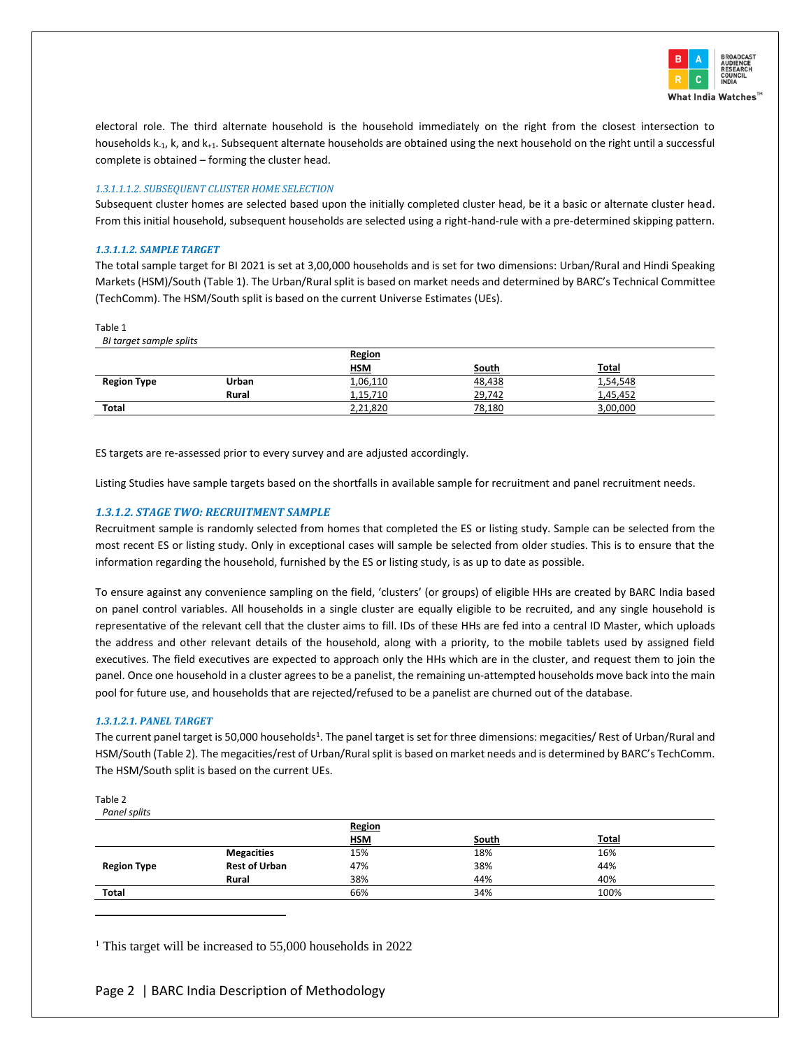electoral role. The third alternate household is the household immediately on the right from the closest intersection to households $k_{-1}$, k, and $k_{+1}$. Subsequent alternate households are obtained using the next household on the right until a successful complete is obtained – forming the cluster head.

###### *1.3.1.1.1.2. SUBSEQUENT CLUSTER HOME SELECTION*

Subsequent cluster homes are selected based upon the initially completed cluster head, be it a basic or alternate cluster head. From this initial household, subsequent households are selected using a right-hand-rule with a pre-determined skipping pattern.

##### ***1.3.1.1.2. SAMPLE TARGET***

The total sample target for BI 2021 is set at 3,00,000 households and is set for two dimensions: Urban/Rural and Hindi Speaking Markets (HSM)/South (Table 1). The Urban/Rural split is based on market needs and determined by BARC's Technical Committee (TechComm). The HSM/South split is based on the current Universe Estimates (UEs).

Table 1

*BI target sample splits*

| | | Region | | |
|---|---|---|---|---|
| | | HSM | South | Total |
| **Region Type** | **Urban** | 1,06,110 | 48,438 | 1,54,548 |
| | **Rural** | 1,15,710 | 29,742 | 1,45,452 |
| **Total** | | 2,21,820 | 78,180 | 3,00,000 |

ES targets are re-assessed prior to every survey and are adjusted accordingly.

Listing Studies have sample targets based on the shortfalls in available sample for recruitment and panel recruitment needs.

#### ***1.3.1.2. STAGE TWO: RECRUITMENT SAMPLE***

Recruitment sample is randomly selected from homes that completed the ES or listing study. Sample can be selected from the most recent ES or listing study. Only in exceptional cases will sample be selected from older studies. This is to ensure that the information regarding the household, furnished by the ES or listing study, is as up to date as possible.

To ensure against any convenience sampling on the field, 'clusters' (or groups) of eligible HHs are created by BARC India based on panel control variables. All households in a single cluster are equally eligible to be recruited, and any single household is representative of the relevant cell that the cluster aims to fill. IDs of these HHs are fed into a central ID Master, which uploads the address and other relevant details of the household, along with a priority, to the mobile tablets used by assigned field executives. The field executives are expected to approach only the HHs which are in the cluster, and request them to join the panel. Once one household in a cluster agrees to be a panelist, the remaining un-attempted households move back into the main pool for future use, and households that are rejected/refused to be a panelist are churned out of the database.

##### ***1.3.1.2.1. PANEL TARGET***

The current panel target is 50,000 households[1]. The panel target is set for three dimensions: megacities/ Rest of Urban/Rural and HSM/South (Table 2). The megacities/rest of Urban/Rural split is based on market needs and is determined by BARC's TechComm. The HSM/South split is based on the current UEs.

Table 2

*Panel splits*

| | | Region | | |
|---|---|---|---|---|
| | | HSM | South | Total |
| | **Megacities** | 15% | 18% | 16% |
| **Region Type** | **Rest of Urban** | 47% | 38% | 44% |
| | **Rural** | 38% | 44% | 40% |
| **Total** | | 66% | 34% | 100% |

[1] This target will be increased to 55,000 households in 2022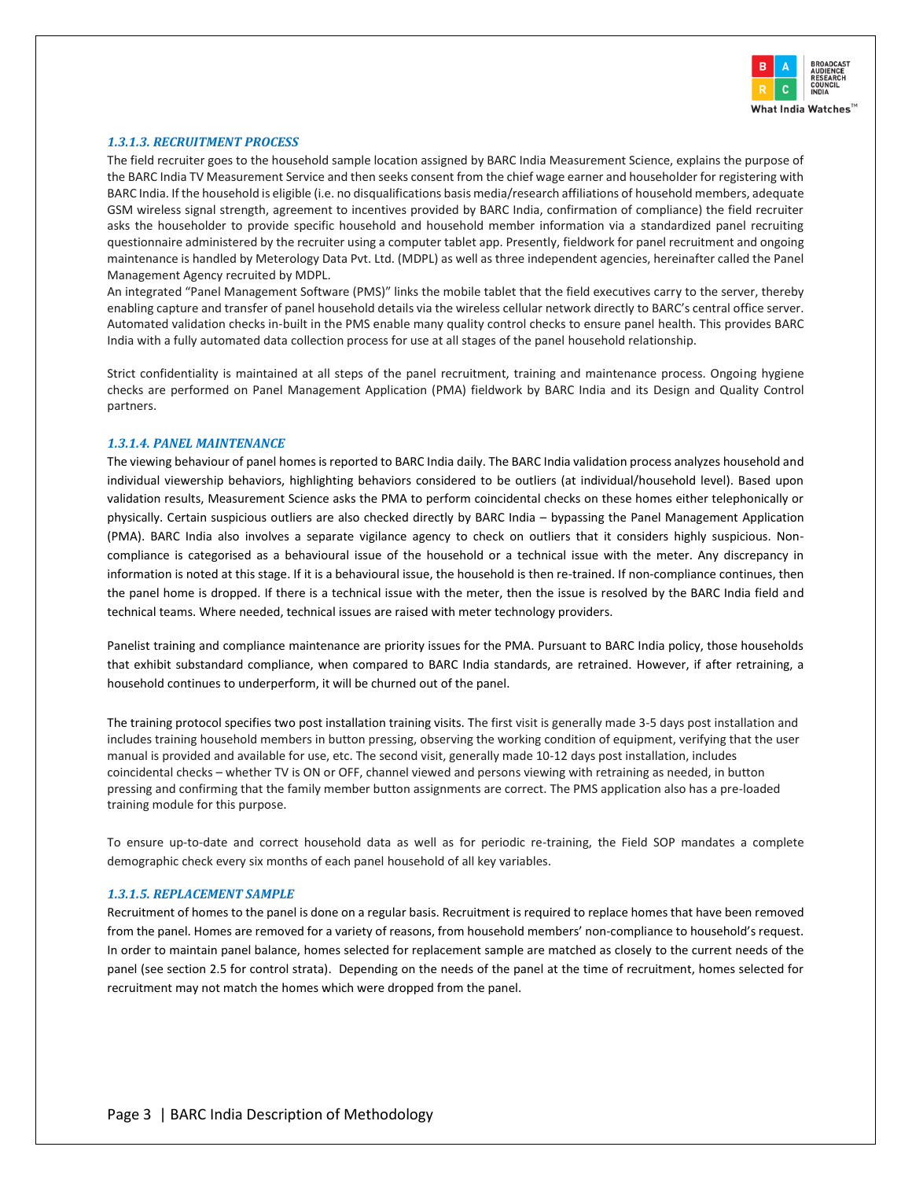#### *1.3.1.3. RECRUITMENT PROCESS*

The field recruiter goes to the household sample location assigned by BARC India Measurement Science, explains the purpose of the BARC India TV Measurement Service and then seeks consent from the chief wage earner and householder for registering with BARC India. If the household is eligible (i.e. no disqualifications basis media/research affiliations of household members, adequate GSM wireless signal strength, agreement to incentives provided by BARC India, confirmation of compliance) the field recruiter asks the householder to provide specific household and household member information via a standardized panel recruiting questionnaire administered by the recruiter using a computer tablet app. Presently, fieldwork for panel recruitment and ongoing maintenance is handled by Meterology Data Pvt. Ltd. (MDPL) as well as three independent agencies, hereinafter called the Panel Management Agency recruited by MDPL.

An integrated "Panel Management Software (PMS)" links the mobile tablet that the field executives carry to the server, thereby enabling capture and transfer of panel household details via the wireless cellular network directly to BARC's central office server. Automated validation checks in-built in the PMS enable many quality control checks to ensure panel health. This provides BARC India with a fully automated data collection process for use at all stages of the panel household relationship.

Strict confidentiality is maintained at all steps of the panel recruitment, training and maintenance process. Ongoing hygiene checks are performed on Panel Management Application (PMA) fieldwork by BARC India and its Design and Quality Control partners.

#### *1.3.1.4. PANEL MAINTENANCE*

The viewing behaviour of panel homes is reported to BARC India daily. The BARC India validation process analyzes household and individual viewership behaviors, highlighting behaviors considered to be outliers (at individual/household level). Based upon validation results, Measurement Science asks the PMA to perform coincidental checks on these homes either telephonically or physically. Certain suspicious outliers are also checked directly by BARC India – bypassing the Panel Management Application (PMA). BARC India also involves a separate vigilance agency to check on outliers that it considers highly suspicious. Non-compliance is categorised as a behavioural issue of the household or a technical issue with the meter. Any discrepancy in information is noted at this stage. If it is a behavioural issue, the household is then re-trained. If non-compliance continues, then the panel home is dropped. If there is a technical issue with the meter, then the issue is resolved by the BARC India field and technical teams. Where needed, technical issues are raised with meter technology providers.

Panelist training and compliance maintenance are priority issues for the PMA. Pursuant to BARC India policy, those households that exhibit substandard compliance, when compared to BARC India standards, are retrained. However, if after retraining, a household continues to underperform, it will be churned out of the panel.

The training protocol specifies two post installation training visits. The first visit is generally made 3-5 days post installation and includes training household members in button pressing, observing the working condition of equipment, verifying that the user manual is provided and available for use, etc. The second visit, generally made 10-12 days post installation, includes coincidental checks – whether TV is ON or OFF, channel viewed and persons viewing with retraining as needed, in button pressing and confirming that the family member button assignments are correct. The PMS application also has a pre-loaded training module for this purpose.

To ensure up-to-date and correct household data as well as for periodic re-training, the Field SOP mandates a complete demographic check every six months of each panel household of all key variables.

#### *1.3.1.5. REPLACEMENT SAMPLE*

Recruitment of homes to the panel is done on a regular basis. Recruitment is required to replace homes that have been removed from the panel. Homes are removed for a variety of reasons, from household members' non-compliance to household's request. In order to maintain panel balance, homes selected for replacement sample are matched as closely to the current needs of the panel (see section 2.5 for control strata). Depending on the needs of the panel at the time of recruitment, homes selected for recruitment may not match the homes which were dropped from the panel.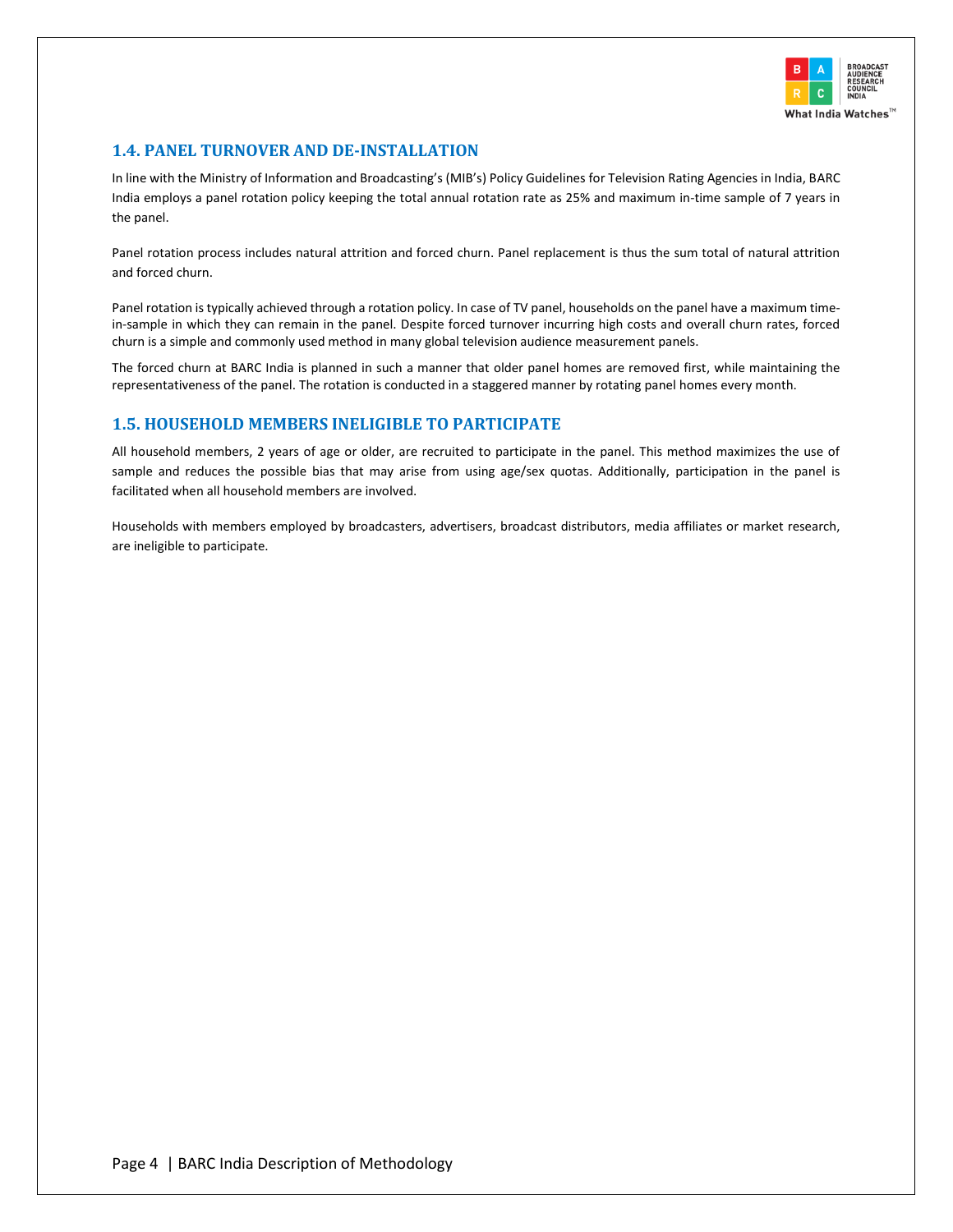## 1.4. PANEL TURNOVER AND DE-INSTALLATION

In line with the Ministry of Information and Broadcasting's (MIB's) Policy Guidelines for Television Rating Agencies in India, BARC India employs a panel rotation policy keeping the total annual rotation rate as 25% and maximum in-time sample of 7 years in the panel.

Panel rotation process includes natural attrition and forced churn. Panel replacement is thus the sum total of natural attrition and forced churn.

Panel rotation is typically achieved through a rotation policy. In case of TV panel, households on the panel have a maximum time-in-sample in which they can remain in the panel. Despite forced turnover incurring high costs and overall churn rates, forced churn is a simple and commonly used method in many global television audience measurement panels.

The forced churn at BARC India is planned in such a manner that older panel homes are removed first, while maintaining the representativeness of the panel. The rotation is conducted in a staggered manner by rotating panel homes every month.

## 1.5. HOUSEHOLD MEMBERS INELIGIBLE TO PARTICIPATE

All household members, 2 years of age or older, are recruited to participate in the panel. This method maximizes the use of sample and reduces the possible bias that may arise from using age/sex quotas. Additionally, participation in the panel is facilitated when all household members are involved.

Households with members employed by broadcasters, advertisers, broadcast distributors, media affiliates or market research, are ineligible to participate.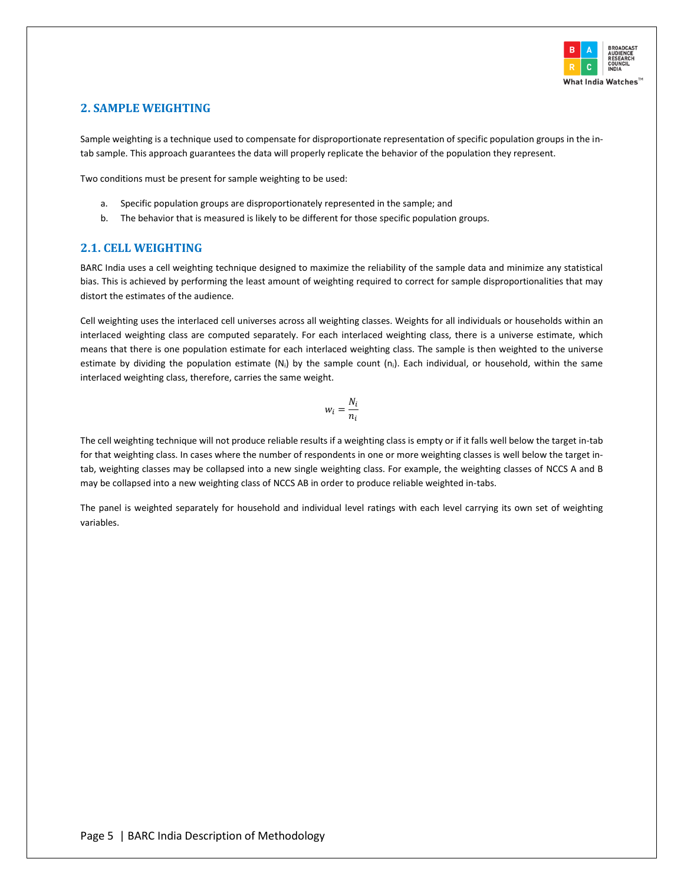## 2. SAMPLE WEIGHTING

Sample weighting is a technique used to compensate for disproportionate representation of specific population groups in the in-tab sample. This approach guarantees the data will properly replicate the behavior of the population they represent.

Two conditions must be present for sample weighting to be used:

a. Specific population groups are disproportionately represented in the sample; and
b. The behavior that is measured is likely to be different for those specific population groups.

### 2.1. CELL WEIGHTING

BARC India uses a cell weighting technique designed to maximize the reliability of the sample data and minimize any statistical bias. This is achieved by performing the least amount of weighting required to correct for sample disproportionalities that may distort the estimates of the audience.

Cell weighting uses the interlaced cell universes across all weighting classes. Weights for all individuals or households within an interlaced weighting class are computed separately. For each interlaced weighting class, there is a universe estimate, which means that there is one population estimate for each interlaced weighting class. The sample is then weighted to the universe estimate by dividing the population estimate ($N_i$) by the sample count ($n_i$). Each individual, or household, within the same interlaced weighting class, therefore, carries the same weight.

$$w_i = \frac{N_i}{n_i}$$

The cell weighting technique will not produce reliable results if a weighting class is empty or if it falls well below the target in-tab for that weighting class. In cases where the number of respondents in one or more weighting classes is well below the target in-tab, weighting classes may be collapsed into a new single weighting class. For example, the weighting classes of NCCS A and B may be collapsed into a new weighting class of NCCS AB in order to produce reliable weighted in-tabs.

The panel is weighted separately for household and individual level ratings with each level carrying its own set of weighting variables.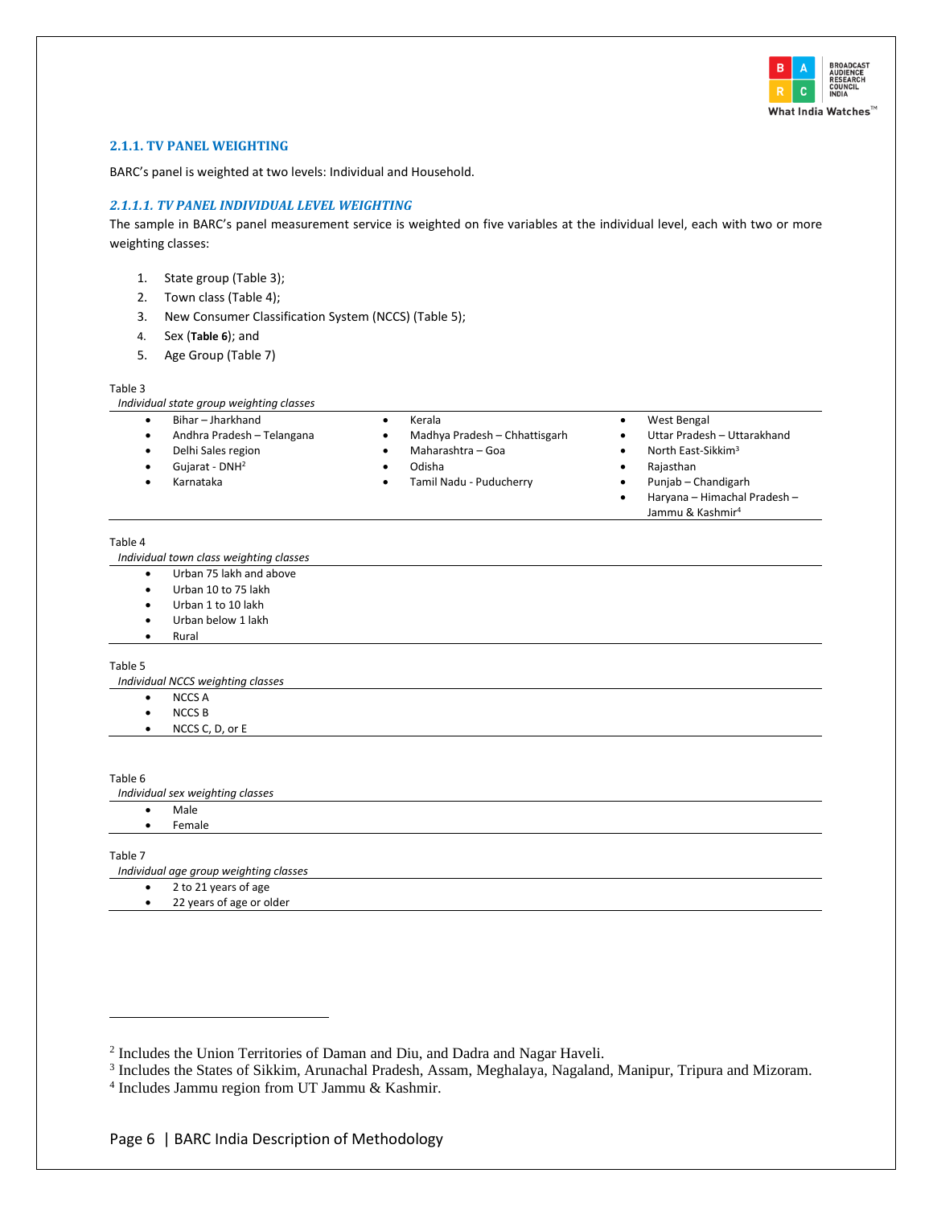### 2.1.1. TV PANEL WEIGHTING

BARC's panel is weighted at two levels: Individual and Household.

#### *2.1.1.1. TV PANEL INDIVIDUAL LEVEL WEIGHTING*

The sample in BARC's panel measurement service is weighted on five variables at the individual level, each with two or more weighting classes:

1. State group (Table 3);
2. Town class (Table 4);
3. New Consumer Classification System (NCCS) (Table 5);
4. Sex (**Table 6**); and
5. Age Group (Table 7)

Table 3

*Individual state group weighting classes*

- Bihar – Jharkhand
- Andhra Pradesh – Telangana
- Delhi Sales region
- Gujarat - DNH[2]
- Karnataka
- Kerala
- Madhya Pradesh – Chhattisgarh
- Maharashtra – Goa
- Odisha
- Tamil Nadu - Puducherry
- West Bengal
- Uttar Pradesh – Uttarakhand
- North East-Sikkim[3]
- Rajasthan
- Punjab – Chandigarh
- Haryana – Himachal Pradesh – Jammu & Kashmir[4]

Table 4

*Individual town class weighting classes*

- Urban 75 lakh and above
- Urban 10 to 75 lakh
- Urban 1 to 10 lakh
- Urban below 1 lakh
- Rural

Table 5

*Individual NCCS weighting classes*

- NCCS A
- NCCS B
- NCCS C, D, or E

Table 6

*Individual sex weighting classes*

- Male
- Female

Table 7

*Individual age group weighting classes*

- 2 to 21 years of age
- 22 years of age or older

---

[2] Includes the Union Territories of Daman and Diu, and Dadra and Nagar Haveli.

[3] Includes the States of Sikkim, Arunachal Pradesh, Assam, Meghalaya, Nagaland, Manipur, Tripura and Mizoram.

[4] Includes Jammu region from UT Jammu & Kashmir.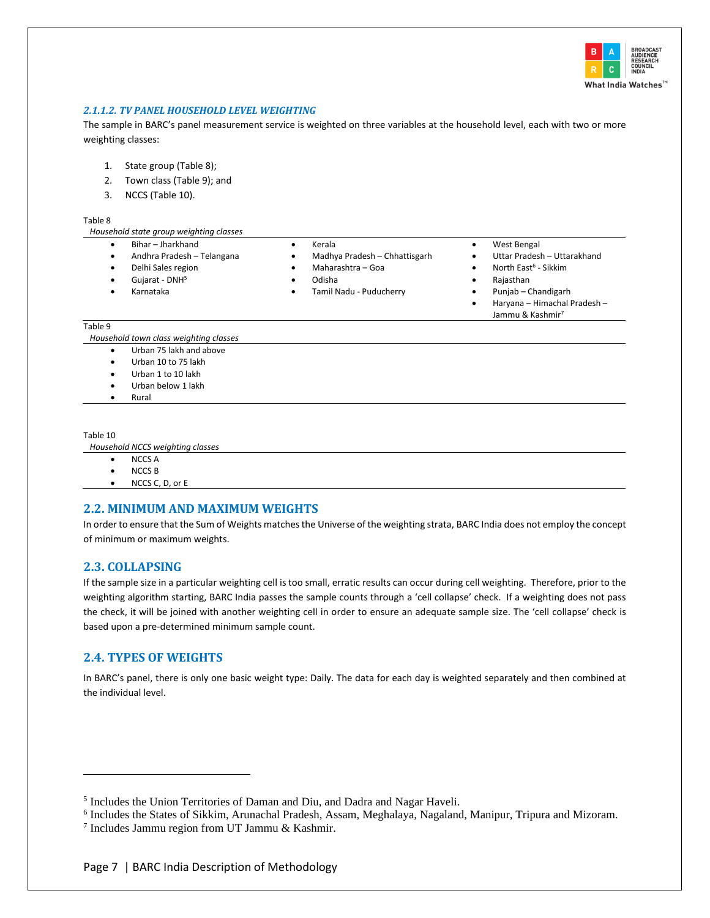#### *2.1.1.2. TV PANEL HOUSEHOLD LEVEL WEIGHTING*

The sample in BARC's panel measurement service is weighted on three variables at the household level, each with two or more weighting classes:

1. State group (Table 8);
2. Town class (Table 9); and
3. NCCS (Table 10).

Table 8

*Household state group weighting classes*

- Bihar – Jharkhand
- Andhra Pradesh – Telangana
- Delhi Sales region
- Gujarat - DNH[5]
- Karnataka
- Kerala
- Madhya Pradesh – Chhattisgarh
- Maharashtra – Goa
- Odisha
- Tamil Nadu - Puducherry
- West Bengal
- Uttar Pradesh – Uttarakhand
- North East[6] - Sikkim
- Rajasthan
- Punjab – Chandigarh
- Haryana – Himachal Pradesh – Jammu & Kashmir[7]

Table 9

*Household town class weighting classes*

- Urban 75 lakh and above
- Urban 10 to 75 lakh
- Urban 1 to 10 lakh
- Urban below 1 lakh
- Rural

Table 10

*Household NCCS weighting classes*

- NCCS A
- NCCS B
- NCCS C, D, or E

## 2.2. MINIMUM AND MAXIMUM WEIGHTS

In order to ensure that the Sum of Weights matches the Universe of the weighting strata, BARC India does not employ the concept of minimum or maximum weights.

## 2.3. COLLAPSING

If the sample size in a particular weighting cell is too small, erratic results can occur during cell weighting. Therefore, prior to the weighting algorithm starting, BARC India passes the sample counts through a 'cell collapse' check. If a weighting does not pass the check, it will be joined with another weighting cell in order to ensure an adequate sample size. The 'cell collapse' check is based upon a pre-determined minimum sample count.

## 2.4. TYPES OF WEIGHTS

In BARC's panel, there is only one basic weight type: Daily. The data for each day is weighted separately and then combined at the individual level.

---

[5] Includes the Union Territories of Daman and Diu, and Dadra and Nagar Haveli.

[6] Includes the States of Sikkim, Arunachal Pradesh, Assam, Meghalaya, Nagaland, Manipur, Tripura and Mizoram.

[7] Includes Jammu region from UT Jammu & Kashmir.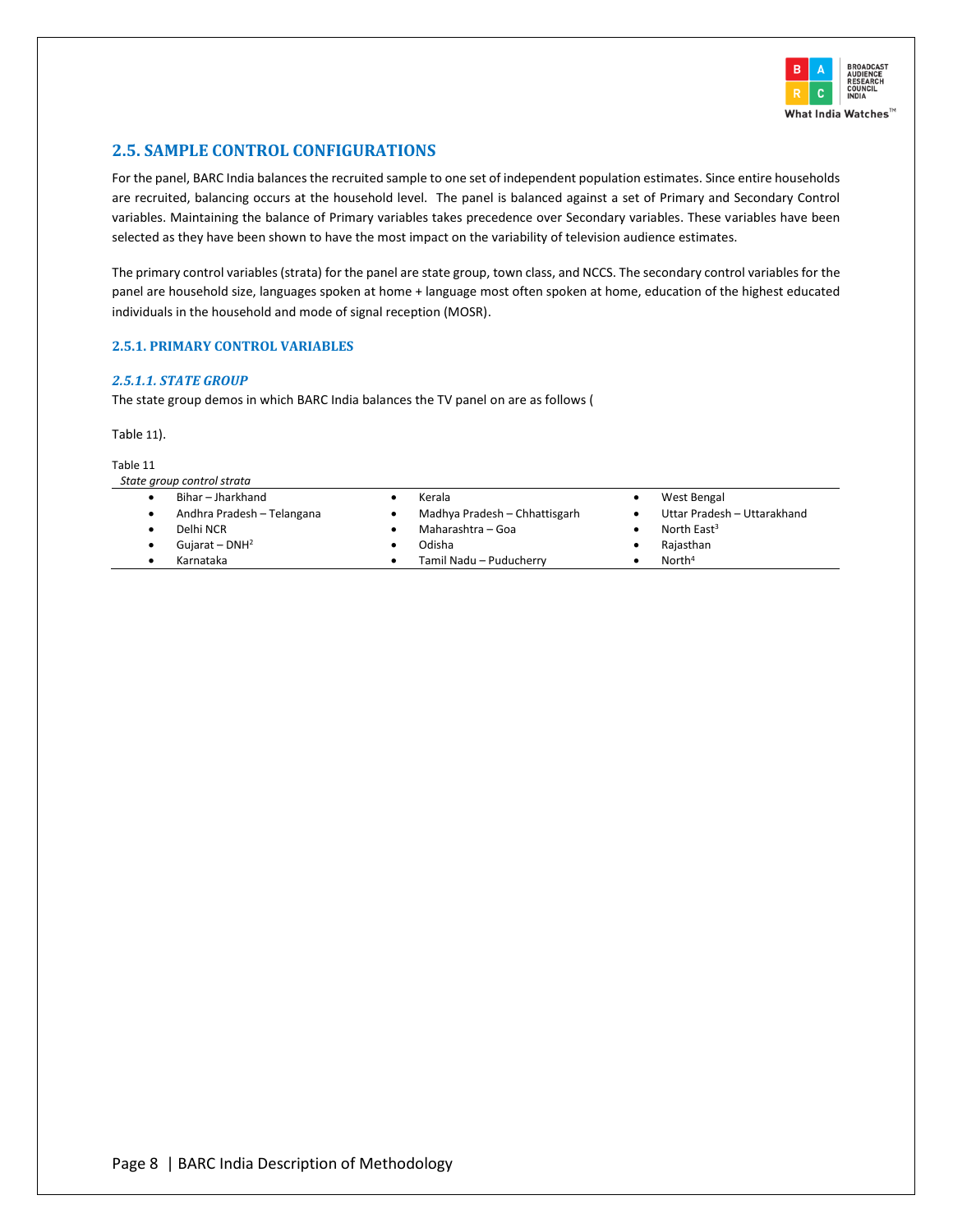## 2.5. SAMPLE CONTROL CONFIGURATIONS

For the panel, BARC India balances the recruited sample to one set of independent population estimates. Since entire households are recruited, balancing occurs at the household level. The panel is balanced against a set of Primary and Secondary Control variables. Maintaining the balance of Primary variables takes precedence over Secondary variables. These variables have been selected as they have been shown to have the most impact on the variability of television audience estimates.

The primary control variables (strata) for the panel are state group, town class, and NCCS. The secondary control variables for the panel are household size, languages spoken at home + language most often spoken at home, education of the highest educated individuals in the household and mode of signal reception (MOSR).

### 2.5.1. PRIMARY CONTROL VARIABLES

#### *2.5.1.1. STATE GROUP*

The state group demos in which BARC India balances the TV panel on are as follows (

Table 11).

Table 11

*State group control strata*

| | | |
|---|---|---|
| • Bihar – Jharkhand | • Kerala | • West Bengal |
| • Andhra Pradesh – Telangana | • Madhya Pradesh – Chhattisgarh | • Uttar Pradesh – Uttarakhand |
| • Delhi NCR | • Maharashtra – Goa | • North East[3] |
| • Gujarat – DNH[2] | • Odisha | • Rajasthan |
| • Karnataka | • Tamil Nadu – Puducherry | • North[4] |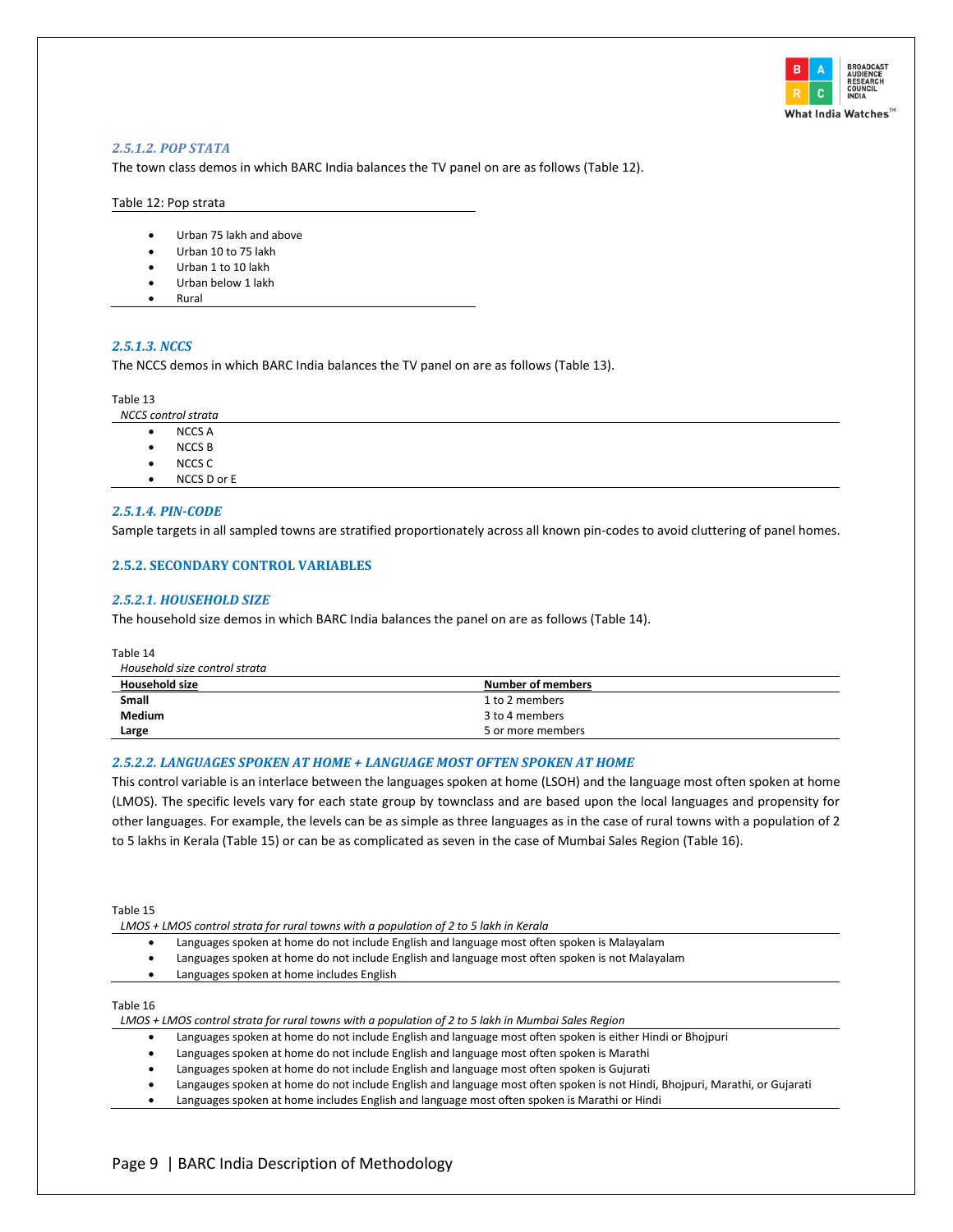#### *2.5.1.2. POP STATA*

The town class demos in which BARC India balances the TV panel on are as follows (Table 12).

Table 12: Pop strata

- Urban 75 lakh and above
- Urban 10 to 75 lakh
- Urban 1 to 10 lakh
- Urban below 1 lakh
- Rural

#### *2.5.1.3. NCCS*

The NCCS demos in which BARC India balances the TV panel on are as follows (Table 13).

Table 13

*NCCS control strata*

- NCCS A
- NCCS B
- NCCS C
- NCCS D or E

#### *2.5.1.4. PIN-CODE*

Sample targets in all sampled towns are stratified proportionately across all known pin-codes to avoid cluttering of panel homes.

### 2.5.2. SECONDARY CONTROL VARIABLES

#### *2.5.2.1. HOUSEHOLD SIZE*

The household size demos in which BARC India balances the panel on are as follows (Table 14).

Table 14

*Household size control strata*

| Household size | Number of members |
|---|---|
| **Small** | 1 to 2 members |
| **Medium** | 3 to 4 members |
| **Large** | 5 or more members |

#### *2.5.2.2. LANGUAGES SPOKEN AT HOME + LANGUAGE MOST OFTEN SPOKEN AT HOME*

This control variable is an interlace between the languages spoken at home (LSOH) and the language most often spoken at home (LMOS). The specific levels vary for each state group by townclass and are based upon the local languages and propensity for other languages. For example, the levels can be as simple as three languages as in the case of rural towns with a population of 2 to 5 lakhs in Kerala (Table 15) or can be as complicated as seven in the case of Mumbai Sales Region (Table 16).

Table 15

*LMOS + LMOS control strata for rural towns with a population of 2 to 5 lakh in Kerala*

- Languages spoken at home do not include English and language most often spoken is Malayalam
- Languages spoken at home do not include English and language most often spoken is not Malayalam
- Languages spoken at home includes English

Table 16

*LMOS + LMOS control strata for rural towns with a population of 2 to 5 lakh in Mumbai Sales Region*

- Languages spoken at home do not include English and language most often spoken is either Hindi or Bhojpuri
- Languages spoken at home do not include English and language most often spoken is Marathi
- Languages spoken at home do not include English and language most often spoken is Gujurati
- Langauges spoken at home do not include English and language most often spoken is not Hindi, Bhojpuri, Marathi, or Gujarati
- Languages spoken at home includes English and language most often spoken is Marathi or Hindi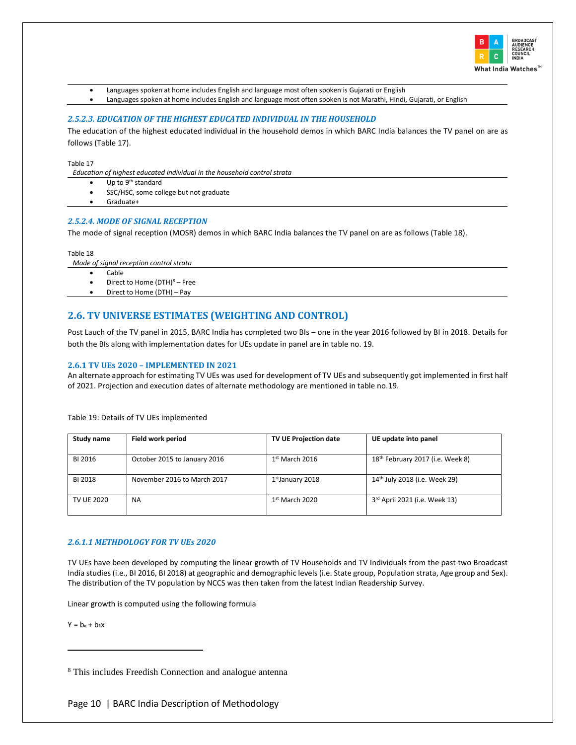- Languages spoken at home includes English and language most often spoken is Gujarati or English
- Languages spoken at home includes English and language most often spoken is not Marathi, Hindi, Gujarati, or English

#### *2.5.2.3. EDUCATION OF THE HIGHEST EDUCATED INDIVIDUAL IN THE HOUSEHOLD*

The education of the highest educated individual in the household demos in which BARC India balances the TV panel on are as follows (Table 17).

Table 17

*Education of highest educated individual in the household control strata*

- Up to 9th standard
- SSC/HSC, some college but not graduate
- Graduate+

#### *2.5.2.4. MODE OF SIGNAL RECEPTION*

The mode of signal reception (MOSR) demos in which BARC India balances the TV panel on are as follows (Table 18).

Table 18

*Mode of signal reception control strata*

- Cable
- Direct to Home (DTH)[8] – Free
- Direct to Home (DTH) – Pay

## 2.6. TV UNIVERSE ESTIMATES (WEIGHTING AND CONTROL)

Post Lauch of the TV panel in 2015, BARC India has completed two BIs – one in the year 2016 followed by BI in 2018. Details for both the BIs along with implementation dates for UEs update in panel are in table no. 19.

### 2.6.1 TV UEs 2020 – IMPLEMENTED IN 2021

An alternate approach for estimating TV UEs was used for development of TV UEs and subsequently got implemented in first half of 2021. Projection and execution dates of alternate methodology are mentioned in table no.19.

Table 19: Details of TV UEs implemented

| Study name | Field work period | TV UE Projection date | UE update into panel |
|---|---|---|---|
| BI 2016 | October 2015 to January 2016 | 1st March 2016 | 18th February 2017 (i.e. Week 8) |
| BI 2018 | November 2016 to March 2017 | 1st January 2018 | 14th July 2018 (i.e. Week 29) |
| TV UE 2020 | NA | 1st March 2020 | 3rd April 2021 (i.e. Week 13) |

#### *2.6.1.1 METHDOLOGY FOR TV UEs 2020*

TV UEs have been developed by computing the linear growth of TV Households and TV Individuals from the past two Broadcast India studies (i.e., BI 2016, BI 2018) at geographic and demographic levels (i.e. State group, Population strata, Age group and Sex). The distribution of the TV population by NCCS was then taken from the latest Indian Readership Survey.

Linear growth is computed using the following formula

$Y = b_0 + b_1x$

---

[8] This includes Freedish Connection and analogue antenna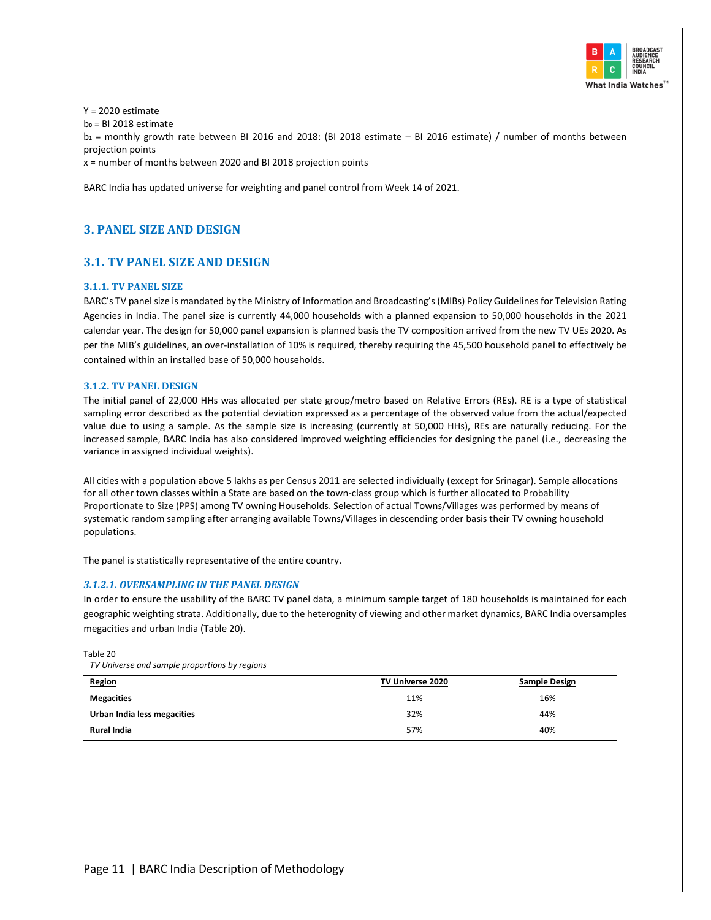Y = 2020 estimate
$b_0$ = BI 2018 estimate
$b_1$ = monthly growth rate between BI 2016 and 2018: (BI 2018 estimate – BI 2016 estimate) / number of months between projection points
x = number of months between 2020 and BI 2018 projection points

BARC India has updated universe for weighting and panel control from Week 14 of 2021.

## 3. PANEL SIZE AND DESIGN

### 3.1. TV PANEL SIZE AND DESIGN

#### 3.1.1. TV PANEL SIZE

BARC's TV panel size is mandated by the Ministry of Information and Broadcasting's (MIBs) Policy Guidelines for Television Rating Agencies in India. The panel size is currently 44,000 households with a planned expansion to 50,000 households in the 2021 calendar year. The design for 50,000 panel expansion is planned basis the TV composition arrived from the new TV UEs 2020. As per the MIB's guidelines, an over-installation of 10% is required, thereby requiring the 45,500 household panel to effectively be contained within an installed base of 50,000 households.

#### 3.1.2. TV PANEL DESIGN

The initial panel of 22,000 HHs was allocated per state group/metro based on Relative Errors (REs). RE is a type of statistical sampling error described as the potential deviation expressed as a percentage of the observed value from the actual/expected value due to using a sample. As the sample size is increasing (currently at 50,000 HHs), REs are naturally reducing. For the increased sample, BARC India has also considered improved weighting efficiencies for designing the panel (i.e., decreasing the variance in assigned individual weights).

All cities with a population above 5 lakhs as per Census 2011 are selected individually (except for Srinagar). Sample allocations for all other town classes within a State are based on the town-class group which is further allocated to Probability Proportionate to Size (PPS) among TV owning Households. Selection of actual Towns/Villages was performed by means of systematic random sampling after arranging available Towns/Villages in descending order basis their TV owning household populations.

The panel is statistically representative of the entire country.

##### *3.1.2.1. OVERSAMPLING IN THE PANEL DESIGN*

In order to ensure the usability of the BARC TV panel data, a minimum sample target of 180 households is maintained for each geographic weighting strata. Additionally, due to the heterognity of viewing and other market dynamics, BARC India oversamples megacities and urban India (Table 20).

Table 20
*TV Universe and sample proportions by regions*

| Region | TV Universe 2020 | Sample Design |
|---|---|---|
| **Megacities** | 11% | 16% |
| **Urban India less megacities** | 32% | 44% |
| **Rural India** | 57% | 40% |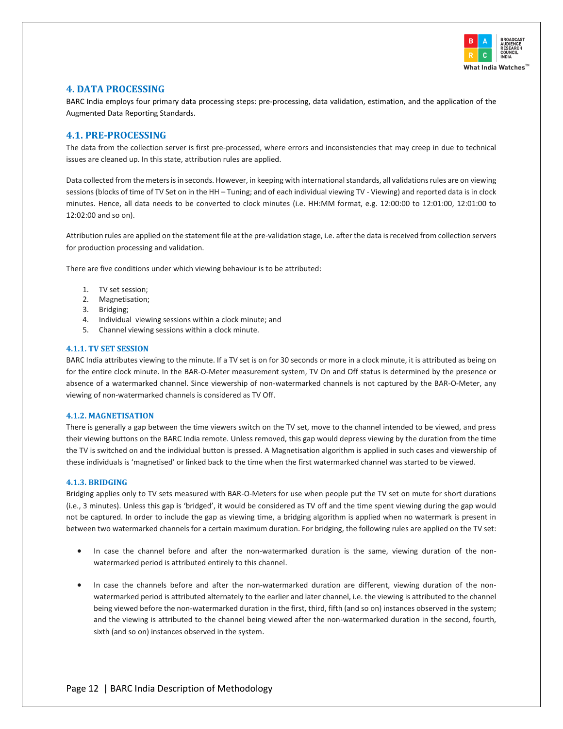## 4. DATA PROCESSING

BARC India employs four primary data processing steps: pre-processing, data validation, estimation, and the application of the Augmented Data Reporting Standards.

## 4.1. PRE-PROCESSING

The data from the collection server is first pre-processed, where errors and inconsistencies that may creep in due to technical issues are cleaned up. In this state, attribution rules are applied.

Data collected from the meters is in seconds. However, in keeping with international standards, all validations rules are on viewing sessions (blocks of time of TV Set on in the HH – Tuning; and of each individual viewing TV - Viewing) and reported data is in clock minutes. Hence, all data needs to be converted to clock minutes (i.e. HH:MM format, e.g. 12:00:00 to 12:01:00, 12:01:00 to 12:02:00 and so on).

Attribution rules are applied on the statement file at the pre-validation stage, i.e. after the data is received from collection servers for production processing and validation.

There are five conditions under which viewing behaviour is to be attributed:

1. TV set session;
2. Magnetisation;
3. Bridging;
4. Individual viewing sessions within a clock minute; and
5. Channel viewing sessions within a clock minute.

### 4.1.1. TV SET SESSION

BARC India attributes viewing to the minute. If a TV set is on for 30 seconds or more in a clock minute, it is attributed as being on for the entire clock minute. In the BAR-O-Meter measurement system, TV On and Off status is determined by the presence or absence of a watermarked channel. Since viewership of non-watermarked channels is not captured by the BAR-O-Meter, any viewing of non-watermarked channels is considered as TV Off.

### 4.1.2. MAGNETISATION

There is generally a gap between the time viewers switch on the TV set, move to the channel intended to be viewed, and press their viewing buttons on the BARC India remote. Unless removed, this gap would depress viewing by the duration from the time the TV is switched on and the individual button is pressed. A Magnetisation algorithm is applied in such cases and viewership of these individuals is 'magnetised' or linked back to the time when the first watermarked channel was started to be viewed.

### 4.1.3. BRIDGING

Bridging applies only to TV sets measured with BAR-O-Meters for use when people put the TV set on mute for short durations (i.e., 3 minutes). Unless this gap is 'bridged', it would be considered as TV off and the time spent viewing during the gap would not be captured. In order to include the gap as viewing time, a bridging algorithm is applied when no watermark is present in between two watermarked channels for a certain maximum duration. For bridging, the following rules are applied on the TV set:

- In case the channel before and after the non-watermarked duration is the same, viewing duration of the non-watermarked period is attributed entirely to this channel.

- In case the channels before and after the non-watermarked duration are different, viewing duration of the non-watermarked period is attributed alternately to the earlier and later channel, i.e. the viewing is attributed to the channel being viewed before the non-watermarked duration in the first, third, fifth (and so on) instances observed in the system; and the viewing is attributed to the channel being viewed after the non-watermarked duration in the second, fourth, sixth (and so on) instances observed in the system.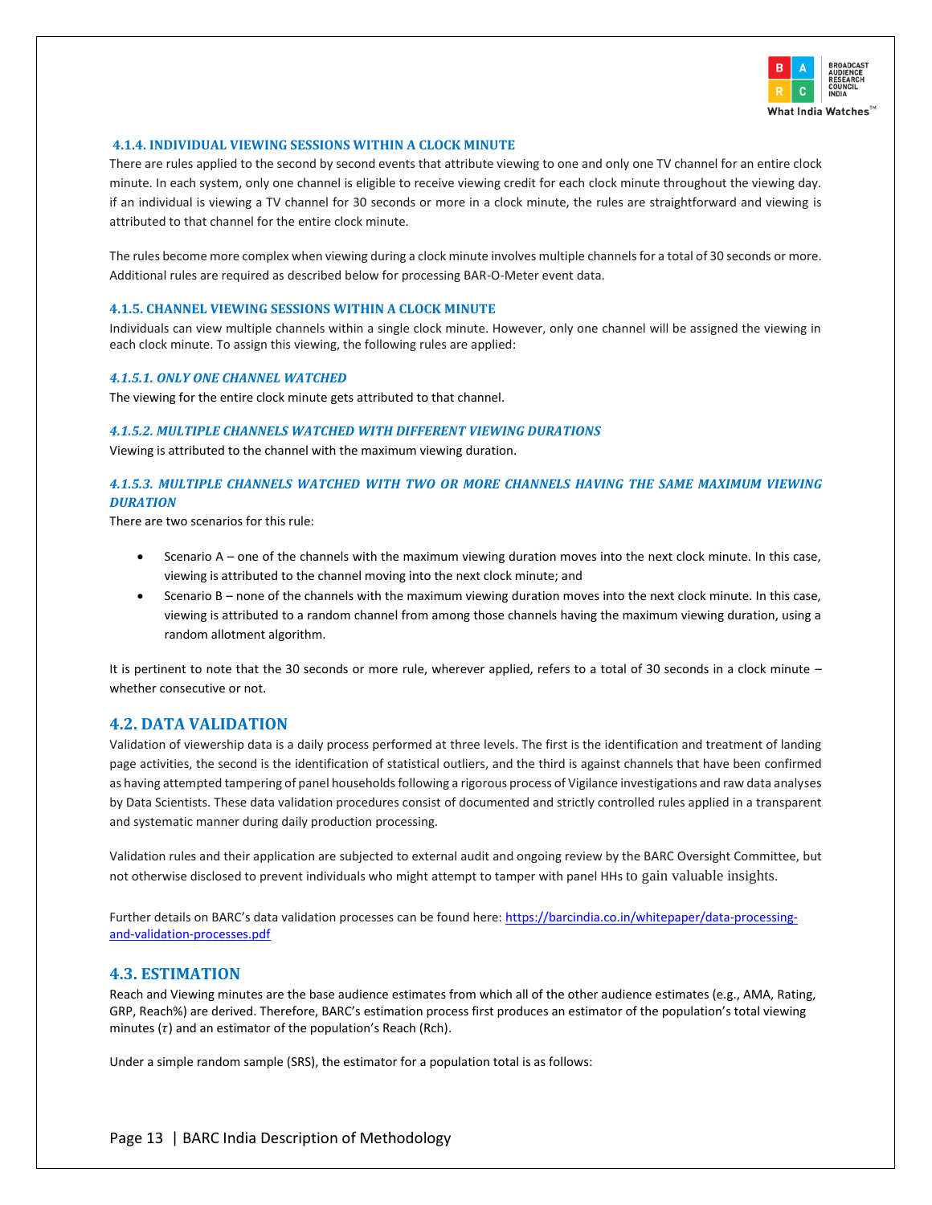#### 4.1.4. INDIVIDUAL VIEWING SESSIONS WITHIN A CLOCK MINUTE

There are rules applied to the second by second events that attribute viewing to one and only one TV channel for an entire clock minute. In each system, only one channel is eligible to receive viewing credit for each clock minute throughout the viewing day. if an individual is viewing a TV channel for 30 seconds or more in a clock minute, the rules are straightforward and viewing is attributed to that channel for the entire clock minute.

The rules become more complex when viewing during a clock minute involves multiple channels for a total of 30 seconds or more. Additional rules are required as described below for processing BAR-O-Meter event data.

#### 4.1.5. CHANNEL VIEWING SESSIONS WITHIN A CLOCK MINUTE

Individuals can view multiple channels within a single clock minute. However, only one channel will be assigned the viewing in each clock minute. To assign this viewing, the following rules are applied:

##### *4.1.5.1. ONLY ONE CHANNEL WATCHED*

The viewing for the entire clock minute gets attributed to that channel.

##### *4.1.5.2. MULTIPLE CHANNELS WATCHED WITH DIFFERENT VIEWING DURATIONS*

Viewing is attributed to the channel with the maximum viewing duration.

##### *4.1.5.3. MULTIPLE CHANNELS WATCHED WITH TWO OR MORE CHANNELS HAVING THE SAME MAXIMUM VIEWING DURATION*

There are two scenarios for this rule:

- Scenario A – one of the channels with the maximum viewing duration moves into the next clock minute. In this case, viewing is attributed to the channel moving into the next clock minute; and
- Scenario B – none of the channels with the maximum viewing duration moves into the next clock minute. In this case, viewing is attributed to a random channel from among those channels having the maximum viewing duration, using a random allotment algorithm.

It is pertinent to note that the 30 seconds or more rule, wherever applied, refers to a total of 30 seconds in a clock minute – whether consecutive or not.

### 4.2. DATA VALIDATION

Validation of viewership data is a daily process performed at three levels. The first is the identification and treatment of landing page activities, the second is the identification of statistical outliers, and the third is against channels that have been confirmed as having attempted tampering of panel households following a rigorous process of Vigilance investigations and raw data analyses by Data Scientists. These data validation procedures consist of documented and strictly controlled rules applied in a transparent and systematic manner during daily production processing.

Validation rules and their application are subjected to external audit and ongoing review by the BARC Oversight Committee, but not otherwise disclosed to prevent individuals who might attempt to tamper with panel HHs to gain valuable insights.

Further details on BARC's data validation processes can be found here: [https://barcindia.co.in/whitepaper/data-processing-and-validation-processes.pdf](https://barcindia.co.in/whitepaper/data-processing-and-validation-processes.pdf)

### 4.3. ESTIMATION

Reach and Viewing minutes are the base audience estimates from which all of the other audience estimates (e.g., AMA, Rating, GRP, Reach%) are derived. Therefore, BARC's estimation process first produces an estimator of the population's total viewing minutes ($\tau$) and an estimator of the population's Reach (Rch).

Under a simple random sample (SRS), the estimator for a population total is as follows: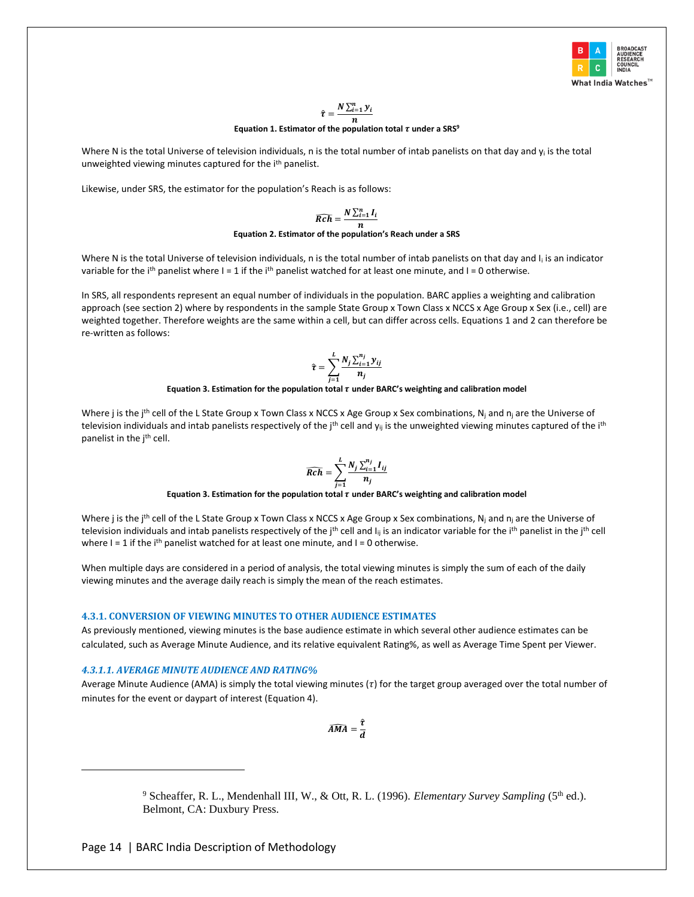$$\hat{\tau} = \frac{N \sum_{i=1}^{n} y_i}{n}$$

**Equation 1. Estimator of the population total $\tau$ under a SRS**[9]

Where N is the total Universe of television individuals, n is the total number of intab panelists on that day and $y_i$ is the total unweighted viewing minutes captured for the $i^{th}$ panelist.

Likewise, under SRS, the estimator for the population's Reach is as follows:

$$\widehat{Rch} = \frac{N \sum_{i=1}^{n} I_i}{n}$$

**Equation 2. Estimator of the population's Reach under a SRS**

Where N is the total Universe of television individuals, n is the total number of intab panelists on that day and $I_i$ is an indicator variable for the $i^{th}$ panelist where I = 1 if the $i^{th}$ panelist watched for at least one minute, and I = 0 otherwise.

In SRS, all respondents represent an equal number of individuals in the population. BARC applies a weighting and calibration approach (see section 2) where by respondents in the sample State Group x Town Class x NCCS x Age Group x Sex (i.e., cell) are weighted together. Therefore weights are the same within a cell, but can differ across cells. Equations 1 and 2 can therefore be re-written as follows:

$$\hat{\tau} = \sum_{j=1}^{L} \frac{N_j \sum_{i=1}^{n_j} y_{ij}}{n_j}$$

**Equation 3. Estimation for the population total $\tau$ under BARC's weighting and calibration model**

Where j is the $j^{th}$ cell of the L State Group x Town Class x NCCS x Age Group x Sex combinations, $N_j$ and $n_j$ are the Universe of television individuals and intab panelists respectively of the $j^{th}$ cell and $y_{ij}$ is the unweighted viewing minutes captured of the $i^{th}$ panelist in the $j^{th}$ cell.

$$\widehat{Rch} = \sum_{j=1}^{L} \frac{N_j \sum_{i=1}^{n_j} I_{ij}}{n_j}$$

**Equation 3. Estimation for the population total $\tau$ under BARC's weighting and calibration model**

Where j is the $j^{th}$ cell of the L State Group x Town Class x NCCS x Age Group x Sex combinations, $N_j$ and $n_j$ are the Universe of television individuals and intab panelists respectively of the $j^{th}$ cell and $I_{ij}$ is an indicator variable for the $i^{th}$ panelist in the $j^{th}$ cell where I = 1 if the $i^{th}$ panelist watched for at least one minute, and I = 0 otherwise.

When multiple days are considered in a period of analysis, the total viewing minutes is simply the sum of each of the daily viewing minutes and the average daily reach is simply the mean of the reach estimates.

### 4.3.1. CONVERSION OF VIEWING MINUTES TO OTHER AUDIENCE ESTIMATES

As previously mentioned, viewing minutes is the base audience estimate in which several other audience estimates can be calculated, such as Average Minute Audience, and its relative equivalent Rating%, as well as Average Time Spent per Viewer.

#### *4.3.1.1. AVERAGE MINUTE AUDIENCE AND RATING%*

Average Minute Audience (AMA) is simply the total viewing minutes ($\tau$) for the target group averaged over the total number of minutes for the event or daypart of interest (Equation 4).

$$\widehat{AMA} = \frac{\hat{\tau}}{d}$$

---

[9] Scheaffer, R. L., Mendenhall III, W., & Ott, R. L. (1996). *Elementary Survey Sampling* (5th ed.). Belmont, CA: Duxbury Press.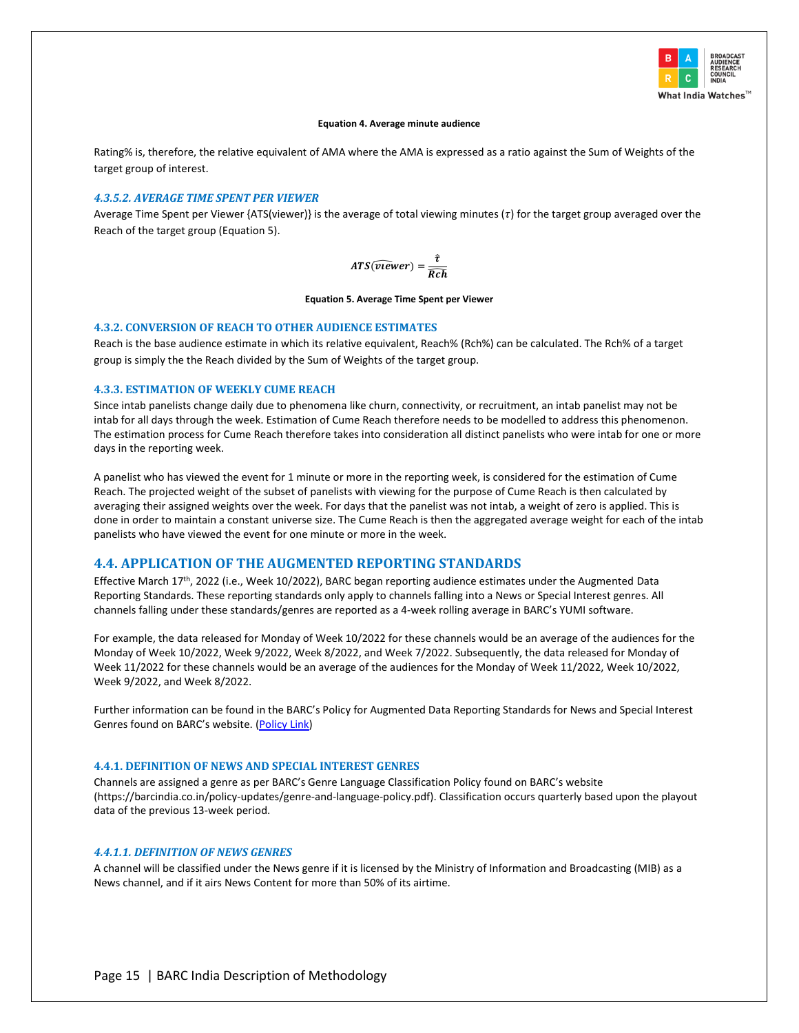**Equation 4. Average minute audience**

Rating% is, therefore, the relative equivalent of AMA where the AMA is expressed as a ratio against the Sum of Weights of the target group of interest.

#### *4.3.5.2. AVERAGE TIME SPENT PER VIEWER*

Average Time Spent per Viewer {ATS(viewer)} is the average of total viewing minutes ($\tau$) for the target group averaged over the Reach of the target group (Equation 5).

$$ATS(\widehat{viewer}) = \frac{\hat{\tau}}{\widehat{Rch}}$$

**Equation 5. Average Time Spent per Viewer**

### 4.3.2. CONVERSION OF REACH TO OTHER AUDIENCE ESTIMATES

Reach is the base audience estimate in which its relative equivalent, Reach% (Rch%) can be calculated. The Rch% of a target group is simply the the Reach divided by the Sum of Weights of the target group.

### 4.3.3. ESTIMATION OF WEEKLY CUME REACH

Since intab panelists change daily due to phenomena like churn, connectivity, or recruitment, an intab panelist may not be intab for all days through the week. Estimation of Cume Reach therefore needs to be modelled to address this phenomenon. The estimation process for Cume Reach therefore takes into consideration all distinct panelists who were intab for one or more days in the reporting week.

A panelist who has viewed the event for 1 minute or more in the reporting week, is considered for the estimation of Cume Reach. The projected weight of the subset of panelists with viewing for the purpose of Cume Reach is then calculated by averaging their assigned weights over the week. For days that the panelist was not intab, a weight of zero is applied. This is done in order to maintain a constant universe size. The Cume Reach is then the aggregated average weight for each of the intab panelists who have viewed the event for one minute or more in the week.

## 4.4. APPLICATION OF THE AUGMENTED REPORTING STANDARDS

Effective March 17th, 2022 (i.e., Week 10/2022), BARC began reporting audience estimates under the Augmented Data Reporting Standards. These reporting standards only apply to channels falling into a News or Special Interest genres. All channels falling under these standards/genres are reported as a 4-week rolling average in BARC's YUMI software.

For example, the data released for Monday of Week 10/2022 for these channels would be an average of the audiences for the Monday of Week 10/2022, Week 9/2022, Week 8/2022, and Week 7/2022. Subsequently, the data released for Monday of Week 11/2022 for these channels would be an average of the audiences for the Monday of Week 11/2022, Week 10/2022, Week 9/2022, and Week 8/2022.

Further information can be found in the BARC's Policy for Augmented Data Reporting Standards for News and Special Interest Genres found on BARC's website. (Policy Link)

### 4.4.1. DEFINITION OF NEWS AND SPECIAL INTEREST GENRES

Channels are assigned a genre as per BARC's Genre Language Classification Policy found on BARC's website (https://barcindia.co.in/policy-updates/genre-and-language-policy.pdf). Classification occurs quarterly based upon the playout data of the previous 13-week period.

#### *4.4.1.1. DEFINITION OF NEWS GENRES*

A channel will be classified under the News genre if it is licensed by the Ministry of Information and Broadcasting (MIB) as a News channel, and if it airs News Content for more than 50% of its airtime.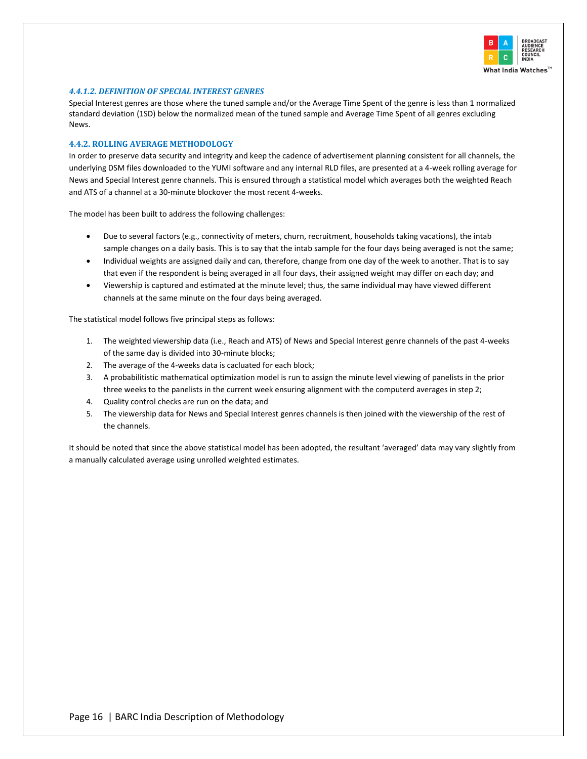#### *4.4.1.2. DEFINITION OF SPECIAL INTEREST GENRES*

Special Interest genres are those where the tuned sample and/or the Average Time Spent of the genre is less than 1 normalized standard deviation (1SD) below the normalized mean of the tuned sample and Average Time Spent of all genres excluding News.

### 4.4.2. ROLLING AVERAGE METHODOLOGY

In order to preserve data security and integrity and keep the cadence of advertisement planning consistent for all channels, the underlying DSM files downloaded to the YUMI software and any internal RLD files, are presented at a 4-week rolling average for News and Special Interest genre channels. This is ensured through a statistical model which averages both the weighted Reach and ATS of a channel at a 30-minute blockover the most recent 4-weeks.

The model has been built to address the following challenges:

- Due to several factors (e.g., connectivity of meters, churn, recruitment, households taking vacations), the intab sample changes on a daily basis. This is to say that the intab sample for the four days being averaged is not the same;
- Individual weights are assigned daily and can, therefore, change from one day of the week to another. That is to say that even if the respondent is being averaged in all four days, their assigned weight may differ on each day; and
- Viewership is captured and estimated at the minute level; thus, the same individual may have viewed different channels at the same minute on the four days being averaged.

The statistical model follows five principal steps as follows:

1. The weighted viewership data (i.e., Reach and ATS) of News and Special Interest genre channels of the past 4-weeks of the same day is divided into 30-minute blocks;
2. The average of the 4-weeks data is cacluated for each block;
3. A probabilitistic mathematical optimization model is run to assign the minute level viewing of panelists in the prior three weeks to the panelists in the current week ensuring alignment with the computerd averages in step 2;
4. Quality control checks are run on the data; and
5. The viewership data for News and Special Interest genres channels is then joined with the viewership of the rest of the channels.

It should be noted that since the above statistical model has been adopted, the resultant 'averaged' data may vary slightly from a manually calculated average using unrolled weighted estimates.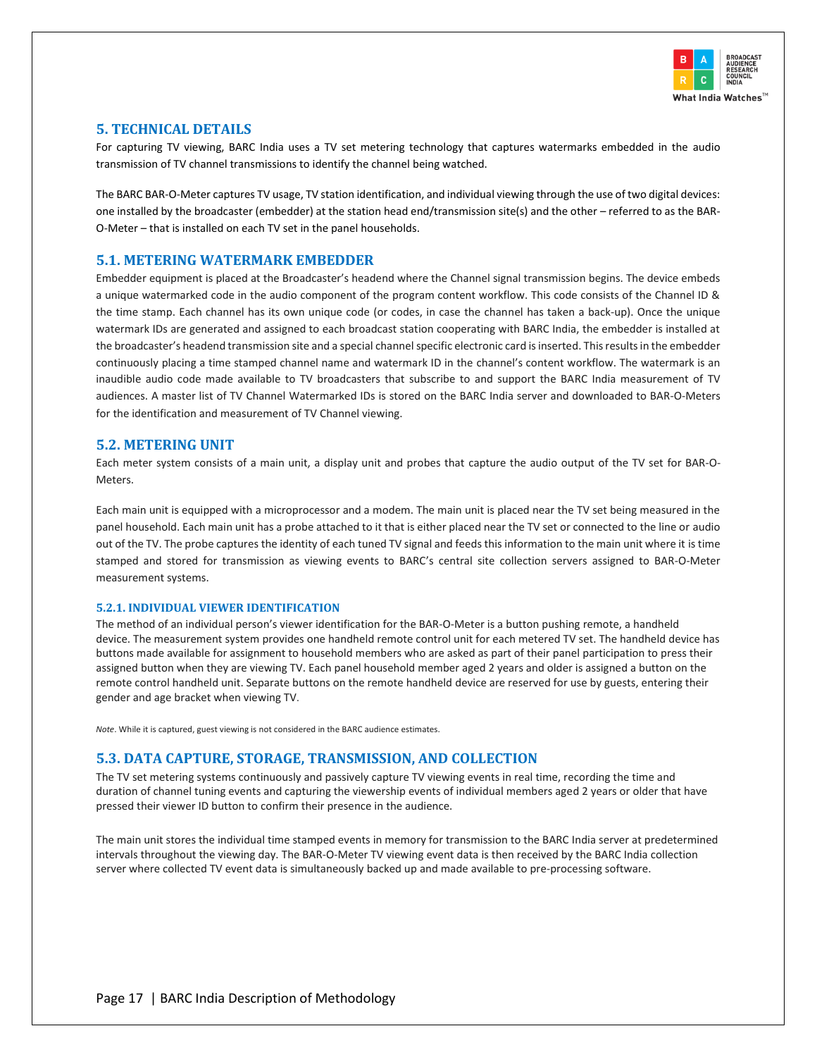## 5. TECHNICAL DETAILS

For capturing TV viewing, BARC India uses a TV set metering technology that captures watermarks embedded in the audio transmission of TV channel transmissions to identify the channel being watched.

The BARC BAR-O-Meter captures TV usage, TV station identification, and individual viewing through the use of two digital devices: one installed by the broadcaster (embedder) at the station head end/transmission site(s) and the other – referred to as the BAR-O-Meter – that is installed on each TV set in the panel households.

### 5.1. METERING WATERMARK EMBEDDER

Embedder equipment is placed at the Broadcaster's headend where the Channel signal transmission begins. The device embeds a unique watermarked code in the audio component of the program content workflow. This code consists of the Channel ID & the time stamp. Each channel has its own unique code (or codes, in case the channel has taken a back-up). Once the unique watermark IDs are generated and assigned to each broadcast station cooperating with BARC India, the embedder is installed at the broadcaster's headend transmission site and a special channel specific electronic card is inserted. This results in the embedder continuously placing a time stamped channel name and watermark ID in the channel's content workflow. The watermark is an inaudible audio code made available to TV broadcasters that subscribe to and support the BARC India measurement of TV audiences. A master list of TV Channel Watermarked IDs is stored on the BARC India server and downloaded to BAR-O-Meters for the identification and measurement of TV Channel viewing.

### 5.2. METERING UNIT

Each meter system consists of a main unit, a display unit and probes that capture the audio output of the TV set for BAR-O-Meters.

Each main unit is equipped with a microprocessor and a modem. The main unit is placed near the TV set being measured in the panel household. Each main unit has a probe attached to it that is either placed near the TV set or connected to the line or audio out of the TV. The probe captures the identity of each tuned TV signal and feeds this information to the main unit where it is time stamped and stored for transmission as viewing events to BARC's central site collection servers assigned to BAR-O-Meter measurement systems.

#### 5.2.1. INDIVIDUAL VIEWER IDENTIFICATION

The method of an individual person's viewer identification for the BAR-O-Meter is a button pushing remote, a handheld device. The measurement system provides one handheld remote control unit for each metered TV set. The handheld device has buttons made available for assignment to household members who are asked as part of their panel participation to press their assigned button when they are viewing TV. Each panel household member aged 2 years and older is assigned a button on the remote control handheld unit. Separate buttons on the remote handheld device are reserved for use by guests, entering their gender and age bracket when viewing TV.

*Note*. While it is captured, guest viewing is not considered in the BARC audience estimates.

### 5.3. DATA CAPTURE, STORAGE, TRANSMISSION, AND COLLECTION

The TV set metering systems continuously and passively capture TV viewing events in real time, recording the time and duration of channel tuning events and capturing the viewership events of individual members aged 2 years or older that have pressed their viewer ID button to confirm their presence in the audience.

The main unit stores the individual time stamped events in memory for transmission to the BARC India server at predetermined intervals throughout the viewing day. The BAR-O-Meter TV viewing event data is then received by the BARC India collection server where collected TV event data is simultaneously backed up and made available to pre-processing software.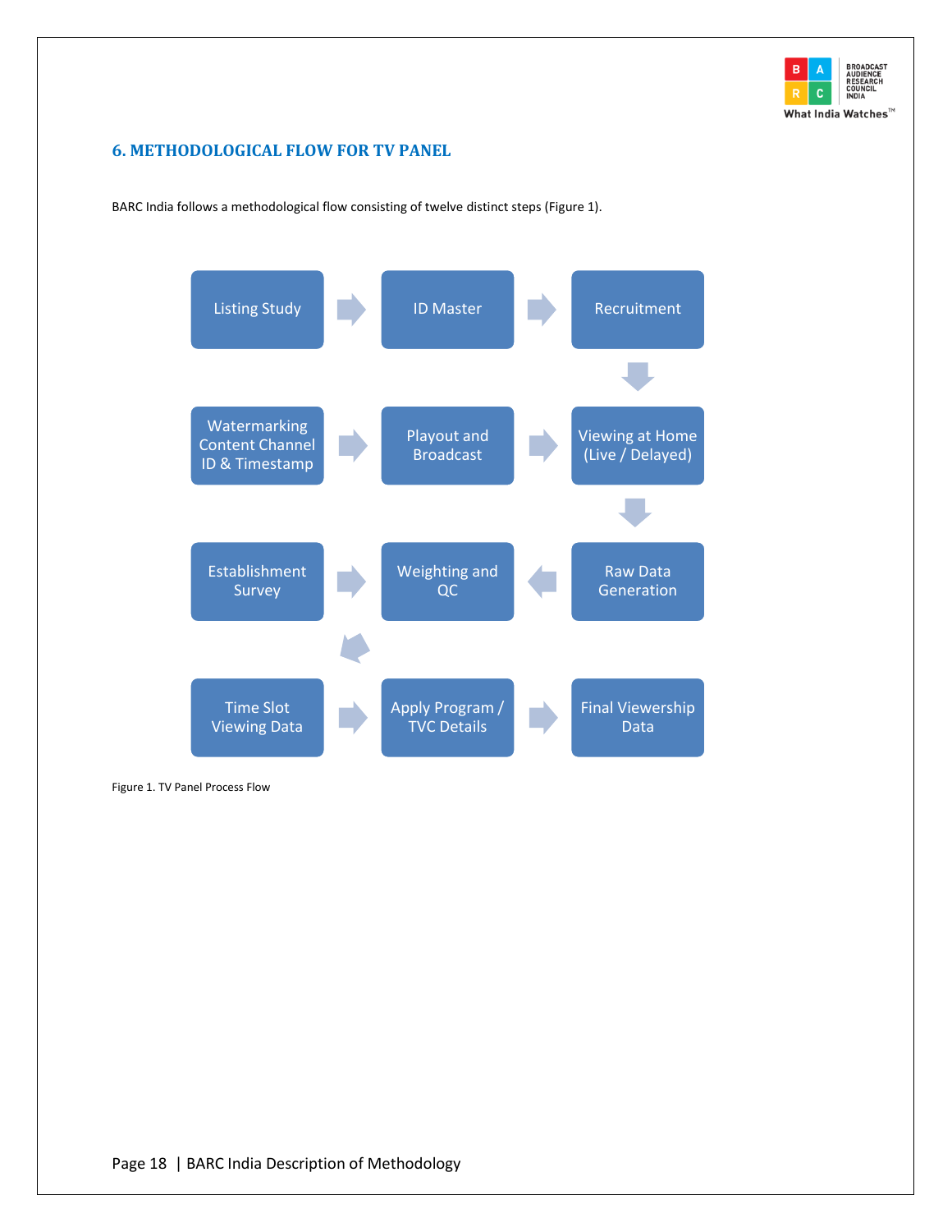## 6. METHODOLOGICAL FLOW FOR TV PANEL

BARC India follows a methodological flow consisting of twelve distinct steps (Figure 1).

Listing Study → ID Master → Recruitment → Viewing at Home (Live / Delayed)

Watermarking Content Channel ID & Timestamp → Playout and Broadcast → Viewing at Home (Live / Delayed) → Raw Data Generation → Weighting and QC

Establishment Survey → Weighting and QC → Time Slot Viewing Data → Apply Program / TVC Details → Final Viewership Data

Figure 1. TV Panel Process Flow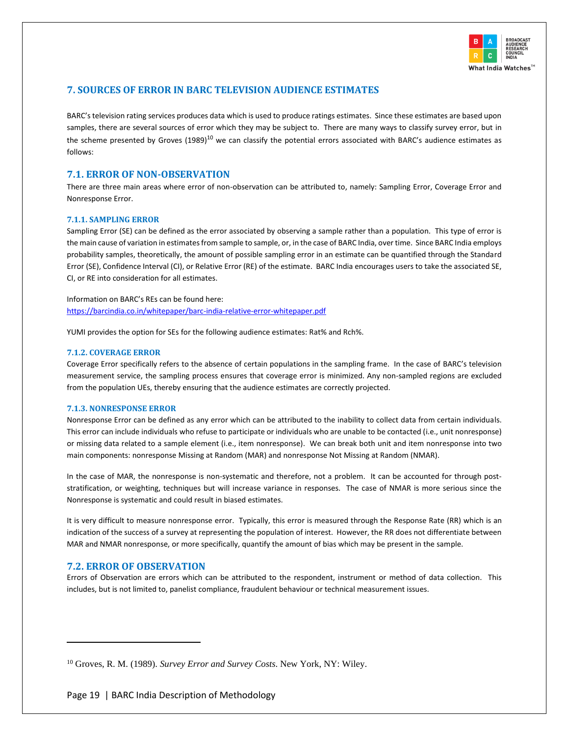## 7. SOURCES OF ERROR IN BARC TELEVISION AUDIENCE ESTIMATES

BARC's television rating services produces data which is used to produce ratings estimates. Since these estimates are based upon samples, there are several sources of error which they may be subject to. There are many ways to classify survey error, but in the scheme presented by Groves (1989)[10] we can classify the potential errors associated with BARC's audience estimates as follows:

### 7.1. ERROR OF NON-OBSERVATION

There are three main areas where error of non-observation can be attributed to, namely: Sampling Error, Coverage Error and Nonresponse Error.

#### 7.1.1. SAMPLING ERROR

Sampling Error (SE) can be defined as the error associated by observing a sample rather than a population. This type of error is the main cause of variation in estimates from sample to sample, or, in the case of BARC India, over time. Since BARC India employs probability samples, theoretically, the amount of possible sampling error in an estimate can be quantified through the Standard Error (SE), Confidence Interval (CI), or Relative Error (RE) of the estimate. BARC India encourages users to take the associated SE, CI, or RE into consideration for all estimates.

Information on BARC's REs can be found here:
https://barcindia.co.in/whitepaper/barc-india-relative-error-whitepaper.pdf

YUMI provides the option for SEs for the following audience estimates: Rat% and Rch%.

#### 7.1.2. COVERAGE ERROR

Coverage Error specifically refers to the absence of certain populations in the sampling frame. In the case of BARC's television measurement service, the sampling process ensures that coverage error is minimized. Any non-sampled regions are excluded from the population UEs, thereby ensuring that the audience estimates are correctly projected.

#### 7.1.3. NONRESPONSE ERROR

Nonresponse Error can be defined as any error which can be attributed to the inability to collect data from certain individuals. This error can include individuals who refuse to participate or individuals who are unable to be contacted (i.e., unit nonresponse) or missing data related to a sample element (i.e., item nonresponse). We can break both unit and item nonresponse into two main components: nonresponse Missing at Random (MAR) and nonresponse Not Missing at Random (NMAR).

In the case of MAR, the nonresponse is non-systematic and therefore, not a problem. It can be accounted for through post-stratification, or weighting, techniques but will increase variance in responses. The case of NMAR is more serious since the Nonresponse is systematic and could result in biased estimates.

It is very difficult to measure nonresponse error. Typically, this error is measured through the Response Rate (RR) which is an indication of the success of a survey at representing the population of interest. However, the RR does not differentiate between MAR and NMAR nonresponse, or more specifically, quantify the amount of bias which may be present in the sample.

### 7.2. ERROR OF OBSERVATION

Errors of Observation are errors which can be attributed to the respondent, instrument or method of data collection. This includes, but is not limited to, panelist compliance, fraudulent behaviour or technical measurement issues.

---

[10] Groves, R. M. (1989). *Survey Error and Survey Costs*. New York, NY: Wiley.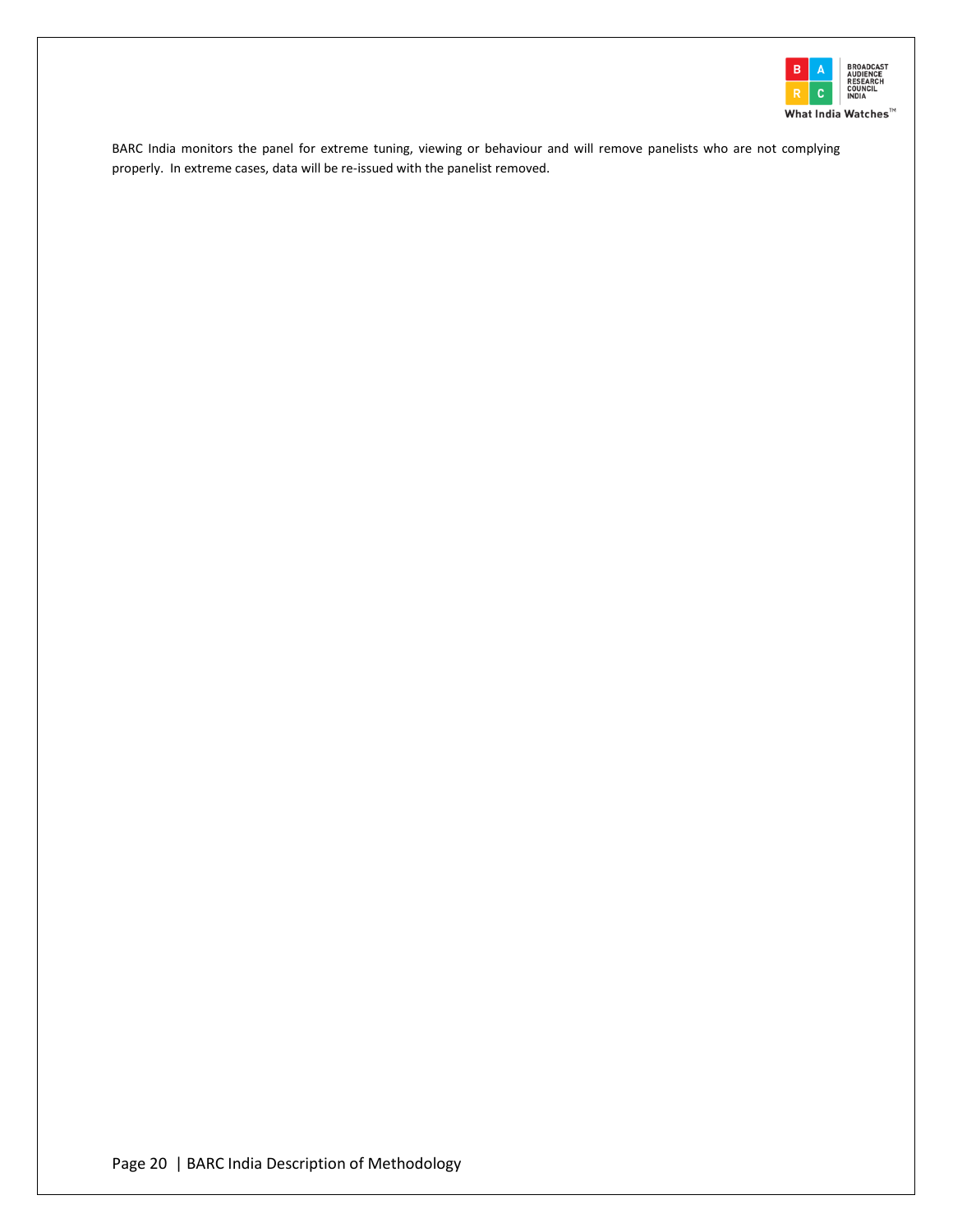BARC India monitors the panel for extreme tuning, viewing or behaviour and will remove panelists who are not complying properly. In extreme cases, data will be re-issued with the panelist removed.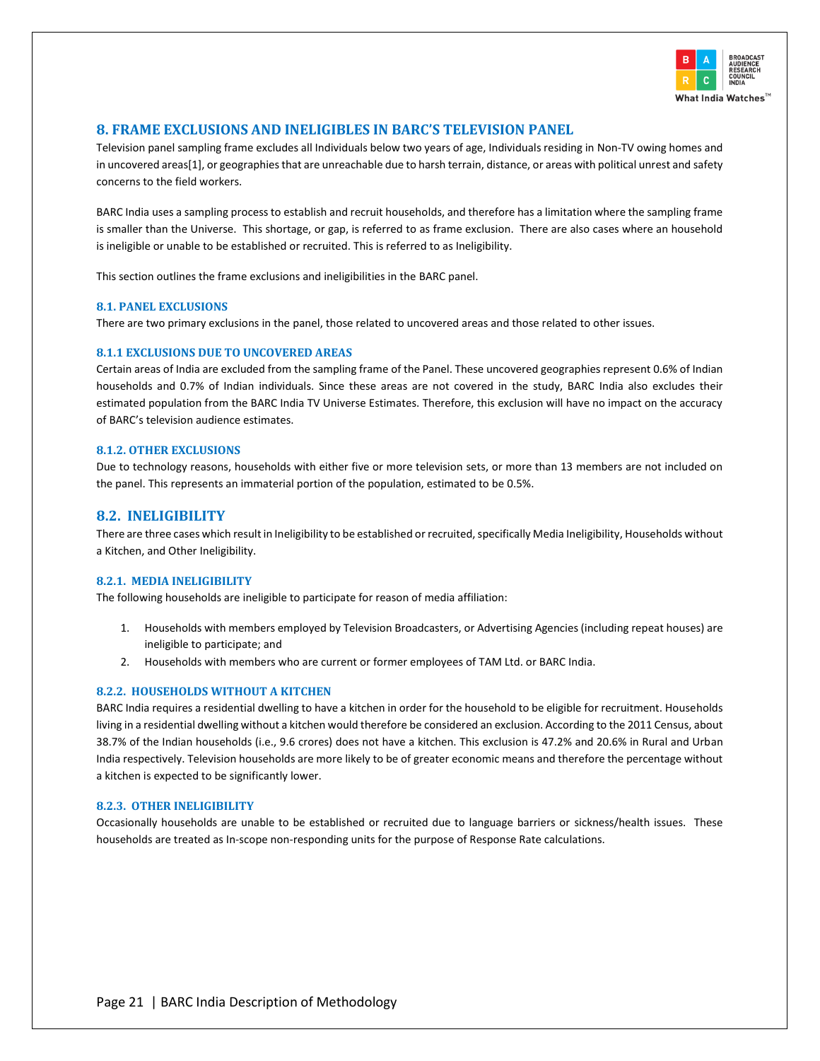# 8. FRAME EXCLUSIONS AND INELIGIBLES IN BARC'S TELEVISION PANEL

Television panel sampling frame excludes all Individuals below two years of age, Individuals residing in Non-TV owing homes and in uncovered areas[1], or geographies that are unreachable due to harsh terrain, distance, or areas with political unrest and safety concerns to the field workers.

BARC India uses a sampling process to establish and recruit households, and therefore has a limitation where the sampling frame is smaller than the Universe. This shortage, or gap, is referred to as frame exclusion. There are also cases where an household is ineligible or unable to be established or recruited. This is referred to as Ineligibility.

This section outlines the frame exclusions and ineligibilities in the BARC panel.

### 8.1. PANEL EXCLUSIONS

There are two primary exclusions in the panel, those related to uncovered areas and those related to other issues.

#### 8.1.1 EXCLUSIONS DUE TO UNCOVERED AREAS

Certain areas of India are excluded from the sampling frame of the Panel. These uncovered geographies represent 0.6% of Indian households and 0.7% of Indian individuals. Since these areas are not covered in the study, BARC India also excludes their estimated population from the BARC India TV Universe Estimates. Therefore, this exclusion will have no impact on the accuracy of BARC's television audience estimates.

#### 8.1.2. OTHER EXCLUSIONS

Due to technology reasons, households with either five or more television sets, or more than 13 members are not included on the panel. This represents an immaterial portion of the population, estimated to be 0.5%.

## 8.2. INELIGIBILITY

There are three cases which result in Ineligibility to be established or recruited, specifically Media Ineligibility, Households without a Kitchen, and Other Ineligibility.

#### 8.2.1. MEDIA INELIGIBILITY

The following households are ineligible to participate for reason of media affiliation:

1. Households with members employed by Television Broadcasters, or Advertising Agencies (including repeat houses) are ineligible to participate; and
2. Households with members who are current or former employees of TAM Ltd. or BARC India.

#### 8.2.2. HOUSEHOLDS WITHOUT A KITCHEN

BARC India requires a residential dwelling to have a kitchen in order for the household to be eligible for recruitment. Households living in a residential dwelling without a kitchen would therefore be considered an exclusion. According to the 2011 Census, about 38.7% of the Indian households (i.e., 9.6 crores) does not have a kitchen. This exclusion is 47.2% and 20.6% in Rural and Urban India respectively. Television households are more likely to be of greater economic means and therefore the percentage without a kitchen is expected to be significantly lower.

#### 8.2.3. OTHER INELIGIBILITY

Occasionally households are unable to be established or recruited due to language barriers or sickness/health issues. These households are treated as In-scope non-responding units for the purpose of Response Rate calculations.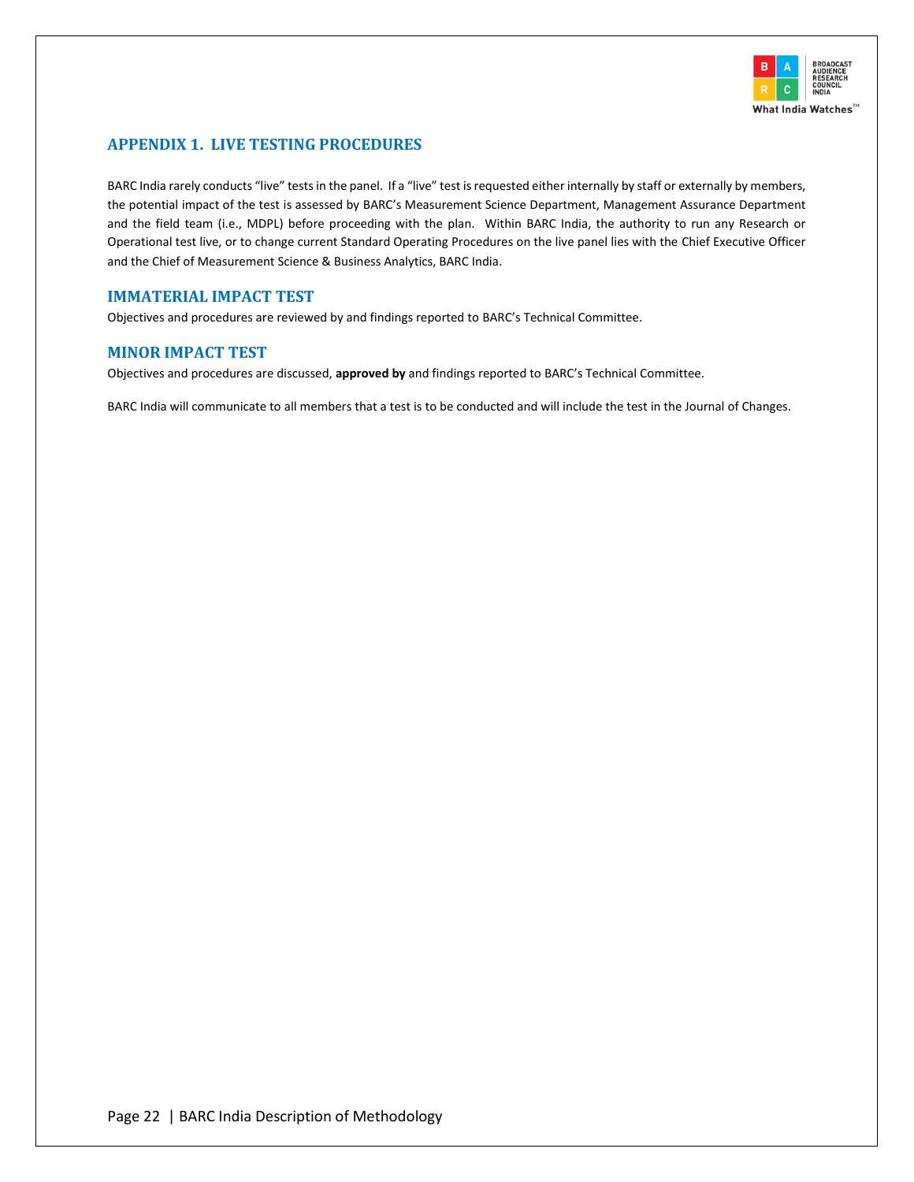## APPENDIX 1. LIVE TESTING PROCEDURES

BARC India rarely conducts "live" tests in the panel. If a "live" test is requested either internally by staff or externally by members, the potential impact of the test is assessed by BARC's Measurement Science Department, Management Assurance Department and the field team (i.e., MDPL) before proceeding with the plan. Within BARC India, the authority to run any Research or Operational test live, or to change current Standard Operating Procedures on the live panel lies with the Chief Executive Officer and the Chief of Measurement Science & Business Analytics, BARC India.

### IMMATERIAL IMPACT TEST

Objectives and procedures are reviewed by and findings reported to BARC's Technical Committee.

### MINOR IMPACT TEST

Objectives and procedures are discussed, **approved by** and findings reported to BARC's Technical Committee.

BARC India will communicate to all members that a test is to be conducted and will include the test in the Journal of Changes.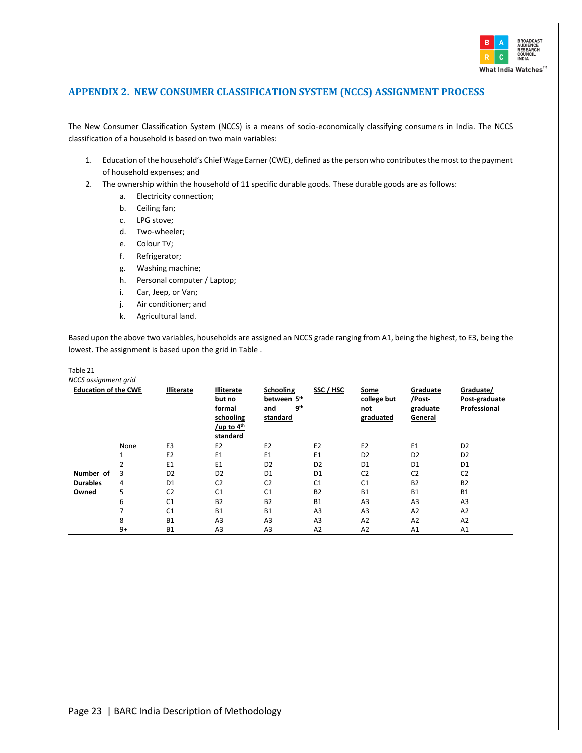## APPENDIX 2. NEW CONSUMER CLASSIFICATION SYSTEM (NCCS) ASSIGNMENT PROCESS

The New Consumer Classification System (NCCS) is a means of socio-economically classifying consumers in India. The NCCS classification of a household is based on two main variables:

1. Education of the household's Chief Wage Earner (CWE), defined as the person who contributes the most to the payment of household expenses; and
2. The ownership within the household of 11 specific durable goods. These durable goods are as follows:
   a. Electricity connection;
   b. Ceiling fan;
   c. LPG stove;
   d. Two-wheeler;
   e. Colour TV;
   f. Refrigerator;
   g. Washing machine;
   h. Personal computer / Laptop;
   i. Car, Jeep, or Van;
   j. Air conditioner; and
   k. Agricultural land.

Based upon the above two variables, households are assigned an NCCS grade ranging from A1, being the highest, to E3, being the lowest. The assignment is based upon the grid in Table .

Table 21
*NCCS assignment grid*

| Education of the CWE | | Illiterate | Illiterate but no formal schooling /up to 4th standard | Schooling between 5th and 9th standard | SSC / HSC | Some college but not graduated | Graduate /Post-graduate General | Graduate/ Post-graduate Professional |
|---|---|---|---|---|---|---|---|---|
| Number of Durables Owned | None | E3 | E2 | E2 | E2 | E2 | E1 | D2 |
| | 1 | E2 | E1 | E1 | E1 | D2 | D2 | D2 |
| | 2 | E1 | E1 | D2 | D2 | D1 | D1 | D1 |
| | 3 | D2 | D2 | D1 | D1 | C2 | C2 | C2 |
| | 4 | D1 | C2 | C2 | C1 | C1 | B2 | B2 |
| | 5 | C2 | C1 | C1 | B2 | B1 | B1 | B1 |
| | 6 | C1 | B2 | B2 | B1 | A3 | A3 | A3 |
| | 7 | C1 | B1 | B1 | A3 | A3 | A2 | A2 |
| | 8 | B1 | A3 | A3 | A3 | A2 | A2 | A2 |
| | 9+ | B1 | A3 | A3 | A2 | A2 | A1 | A1 |